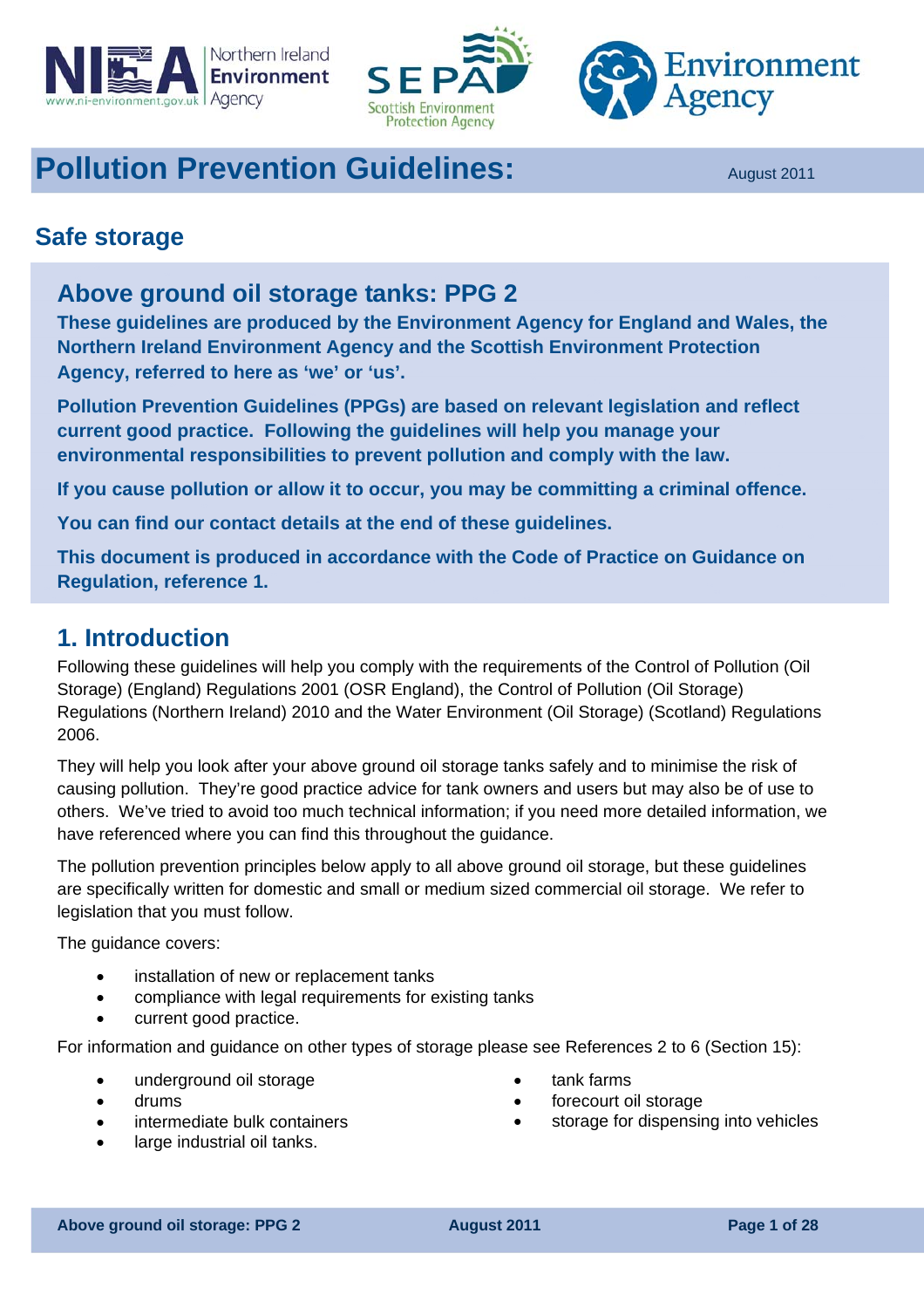# Pollution Prevention Guidelines:

August 2011

## Safe storage

## Above ground oil storage tanks: PPG 2

**These guidelines are produced by the Environment Agency for England and Wales, the Northern Ireland Environment Agency and the Scottish Environment Protection Agency, referred to here as 'we' or 'us'.**

**Pollution Prevention Guidelines (PPGs) are based on relevant legislation and reflect current good practice. Following the guidelines will help you manage your environmental responsibilities to prevent pollution and comply with the law.**

**If you cause pollution or allow it to occur, you may be committing a criminal offence.**

**You can find our contact details at the end of these guidelines.**

**This document is produced in accordance with the Code of Practice on Guidance on Regulation, reference 1.**

## 1. Introduction

Following these guidelines will help you comply with the requirements of the Control of Pollution (Oil Storage) (England) Regulations 2001 (OSR England), the Control of Pollution (Oil Storage) Regulations (Northern Ireland) 2010 and the Water Environment (Oil Storage) (Scotland) Regulations 2006.

They will help you look after your above ground oil storage tanks safely and to minimise the risk of causing pollution. They're good practice advice for tank owners and users but may also be of use to others. We've tried to avoid too much technical information; if you need more detailed information, we have referenced where you can find this throughout the guidance.

The pollution prevention principles below apply to all above ground oil storage, but these guidelines are specifically written for domestic and small or medium sized commercial oil storage. We refer to legislation that you must follow.

The guidance covers:

- installation of new or replacement tanks
- compliance with legal requirements for existing tanks
- current good practice.

For information and guidance on other types of storage please see References 2 to 6 (Section 15):

- underground oil storage
- drums
- intermediate bulk containers
- large industrial oil tanks.
- tank farms
- forecourt oil storage
- storage for dispensing into vehicles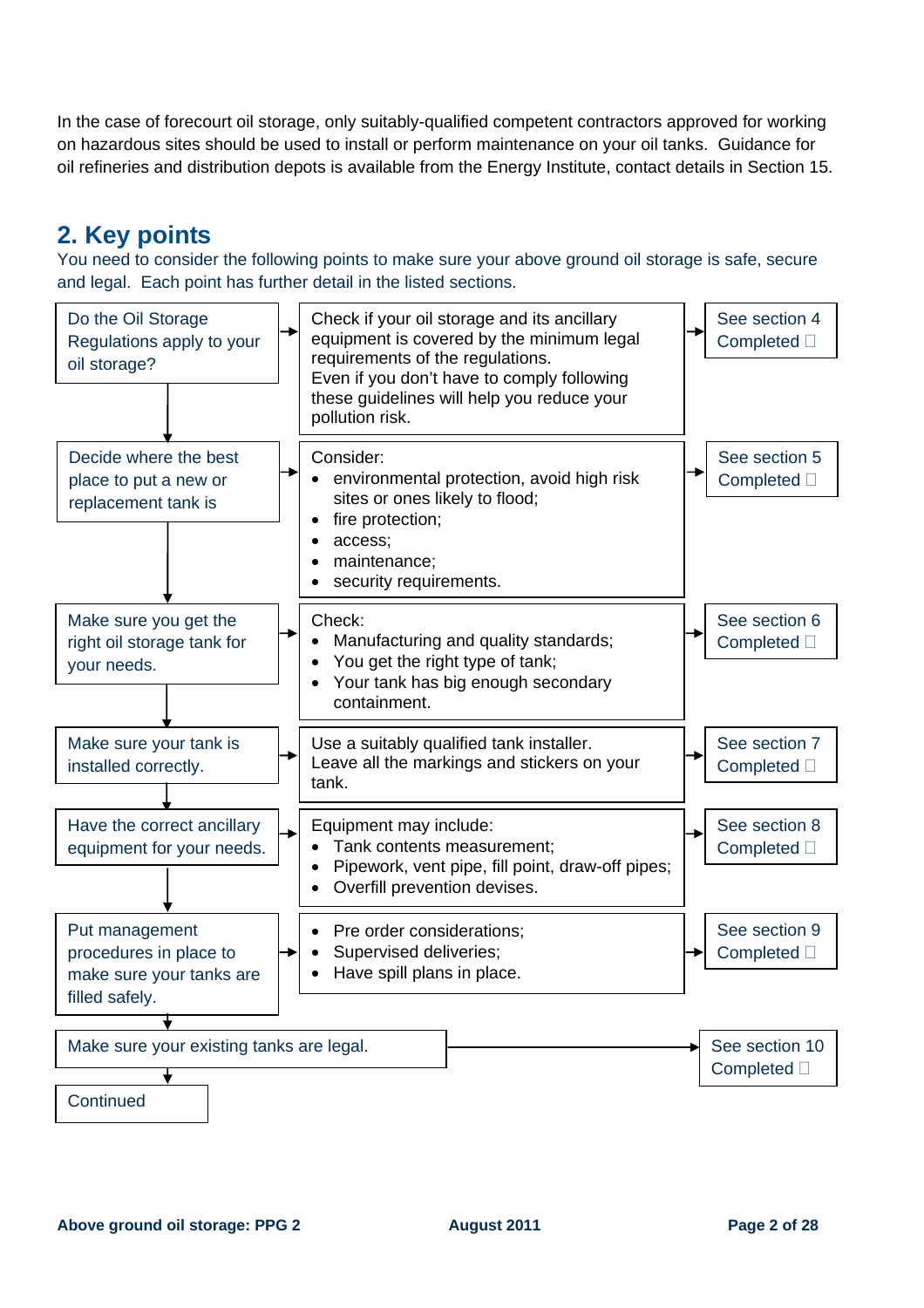In the case of forecourt oil storage, only suitably-qualified competent contractors approved for working on hazardous sites should be used to install or perform maintenance on your oil tanks. Guidance for oil refineries and distribution depots is available from the Energy Institute, contact details in Section 15.

## 2. Key points

You need to consider the following points to make sure your above ground oil storage is safe, secure and legal. Each point has further detail in the listed sections.

| Key point | Details | Reference |
|---|---|---|
| Do the Oil Storage Regulations apply to your oil storage? | Check if your oil storage and its ancillary equipment is covered by the minimum legal requirements of the regulations. Even if you don't have to comply following these guidelines will help you reduce your pollution risk. | See section 4 Completed ☐ |
| Decide where the best place to put a new or replacement tank is | Consider: <br>• environmental protection, avoid high risk sites or ones likely to flood; <br>• fire protection; <br>• access; <br>• maintenance; <br>• security requirements. | See section 5 Completed ☐ |
| Make sure you get the right oil storage tank for your needs. | Check: <br>• Manufacturing and quality standards; <br>• You get the right type of tank; <br>• Your tank has big enough secondary containment. | See section 6 Completed ☐ |
| Make sure your tank is installed correctly. | Use a suitably qualified tank installer. Leave all the markings and stickers on your tank. | See section 7 Completed ☐ |
| Have the correct ancillary equipment for your needs. | Equipment may include: <br>• Tank contents measurement; <br>• Pipework, vent pipe, fill point, draw-off pipes; <br>• Overfill prevention devises. | See section 8 Completed ☐ |
| Put management procedures in place to make sure your tanks are filled safely. | • Pre order considerations; <br>• Supervised deliveries; <br>• Have spill plans in place. | See section 9 Completed ☐ |
| Make sure your existing tanks are legal. | | See section 10 Completed ☐ |
| Continued | | |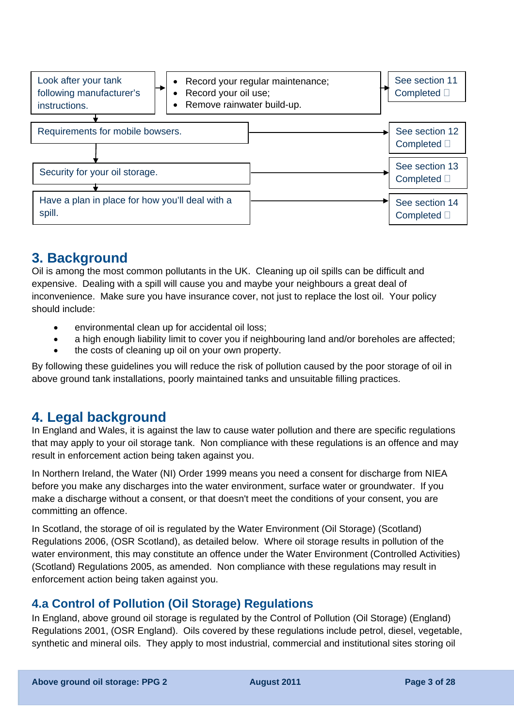| | | |
|---|---|---|
| Look after your tank following manufacturer's instructions. | • Record your regular maintenance;<br>• Record your oil use;<br>• Remove rainwater build-up. | See section 11<br>Completed ☐ |
| Requirements for mobile bowsers. | | See section 12<br>Completed ☐ |
| Security for your oil storage. | | See section 13<br>Completed ☐ |
| Have a plan in place for how you'll deal with a spill. | | See section 14<br>Completed ☐ |

## 3. Background

Oil is among the most common pollutants in the UK. Cleaning up oil spills can be difficult and expensive. Dealing with a spill will cause you and maybe your neighbours a great deal of inconvenience. Make sure you have insurance cover, not just to replace the lost oil. Your policy should include:

- environmental clean up for accidental oil loss;
- a high enough liability limit to cover you if neighbouring land and/or boreholes are affected;
- the costs of cleaning up oil on your own property.

By following these guidelines you will reduce the risk of pollution caused by the poor storage of oil in above ground tank installations, poorly maintained tanks and unsuitable filling practices.

## 4. Legal background

In England and Wales, it is against the law to cause water pollution and there are specific regulations that may apply to your oil storage tank. Non compliance with these regulations is an offence and may result in enforcement action being taken against you.

In Northern Ireland, the Water (NI) Order 1999 means you need a consent for discharge from NIEA before you make any discharges into the water environment, surface water or groundwater. If you make a discharge without a consent, or that doesn't meet the conditions of your consent, you are committing an offence.

In Scotland, the storage of oil is regulated by the Water Environment (Oil Storage) (Scotland) Regulations 2006, (OSR Scotland), as detailed below. Where oil storage results in pollution of the water environment, this may constitute an offence under the Water Environment (Controlled Activities) (Scotland) Regulations 2005, as amended. Non compliance with these regulations may result in enforcement action being taken against you.

### 4.a Control of Pollution (Oil Storage) Regulations

In England, above ground oil storage is regulated by the Control of Pollution (Oil Storage) (England) Regulations 2001, (OSR England). Oils covered by these regulations include petrol, diesel, vegetable, synthetic and mineral oils. They apply to most industrial, commercial and institutional sites storing oil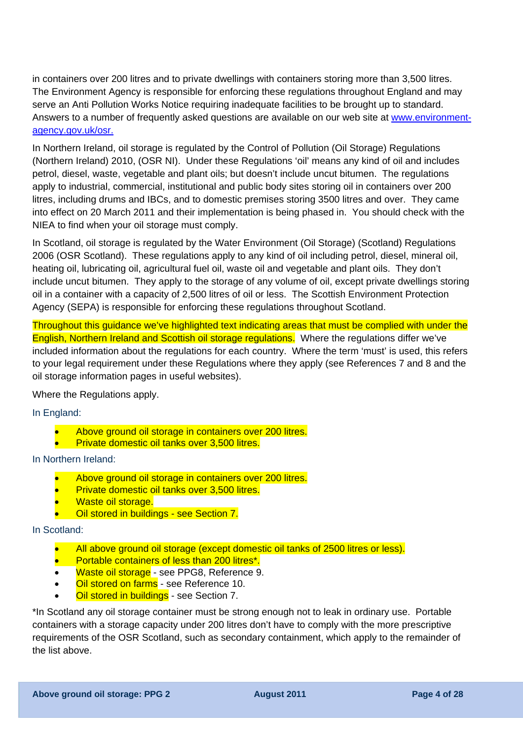in containers over 200 litres and to private dwellings with containers storing more than 3,500 litres. The Environment Agency is responsible for enforcing these regulations throughout England and may serve an Anti Pollution Works Notice requiring inadequate facilities to be brought up to standard. Answers to a number of frequently asked questions are available on our web site at [www.environment-agency.gov.uk/osr.](www.environment-agency.gov.uk/osr)

In Northern Ireland, oil storage is regulated by the Control of Pollution (Oil Storage) Regulations (Northern Ireland) 2010, (OSR NI). Under these Regulations 'oil' means any kind of oil and includes petrol, diesel, waste, vegetable and plant oils; but doesn't include uncut bitumen. The regulations apply to industrial, commercial, institutional and public body sites storing oil in containers over 200 litres, including drums and IBCs, and to domestic premises storing 3500 litres and over. They came into effect on 20 March 2011 and their implementation is being phased in. You should check with the NIEA to find when your oil storage must comply.

In Scotland, oil storage is regulated by the Water Environment (Oil Storage) (Scotland) Regulations 2006 (OSR Scotland). These regulations apply to any kind of oil including petrol, diesel, mineral oil, heating oil, lubricating oil, agricultural fuel oil, waste oil and vegetable and plant oils. They don't include uncut bitumen. They apply to the storage of any volume of oil, except private dwellings storing oil in a container with a capacity of 2,500 litres of oil or less. The Scottish Environment Protection Agency (SEPA) is responsible for enforcing these regulations throughout Scotland.

Throughout this guidance we've highlighted text indicating areas that must be complied with under the English, Northern Ireland and Scottish oil storage regulations. Where the regulations differ we've included information about the regulations for each country. Where the term 'must' is used, this refers to your legal requirement under these Regulations where they apply (see References 7 and 8 and the oil storage information pages in useful websites).

Where the Regulations apply.

In England:

- Above ground oil storage in containers over 200 litres.
- Private domestic oil tanks over 3,500 litres.

In Northern Ireland:

- Above ground oil storage in containers over 200 litres.
- Private domestic oil tanks over 3,500 litres.
- Waste oil storage.
- Oil stored in buildings - see Section 7.

In Scotland:

- All above ground oil storage (except domestic oil tanks of 2500 litres or less).
- Portable containers of less than 200 litres*.
- Waste oil storage - see PPG8, Reference 9.
- Oil stored on farms - see Reference 10.
- Oil stored in buildings - see Section 7.

*In Scotland any oil storage container must be strong enough not to leak in ordinary use. Portable containers with a storage capacity under 200 litres don't have to comply with the more prescriptive requirements of the OSR Scotland, such as secondary containment, which apply to the remainder of the list above.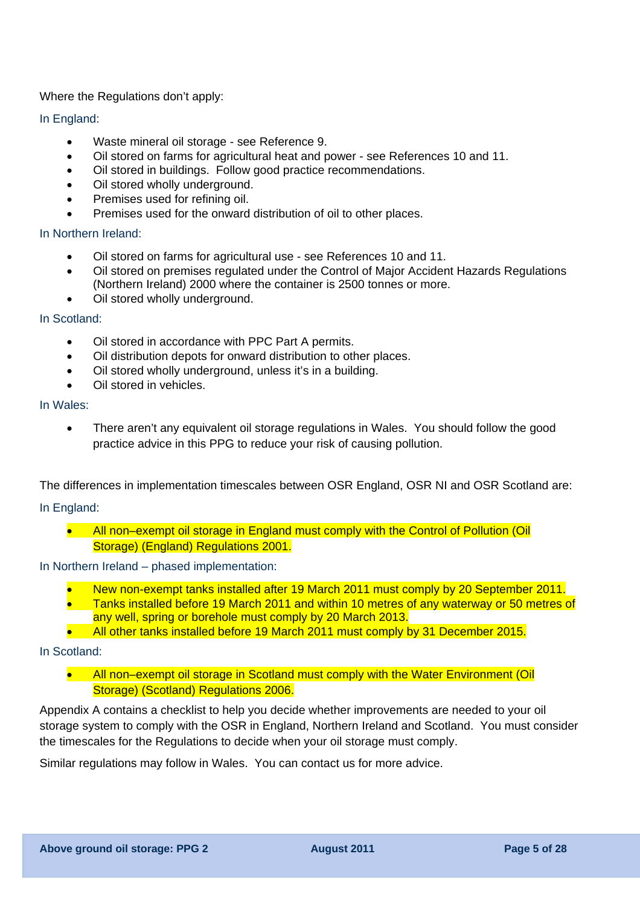Where the Regulations don't apply:

In England:

- Waste mineral oil storage - see Reference 9.
- Oil stored on farms for agricultural heat and power - see References 10 and 11.
- Oil stored in buildings. Follow good practice recommendations.
- Oil stored wholly underground.
- Premises used for refining oil.
- Premises used for the onward distribution of oil to other places.

In Northern Ireland:

- Oil stored on farms for agricultural use - see References 10 and 11.
- Oil stored on premises regulated under the Control of Major Accident Hazards Regulations (Northern Ireland) 2000 where the container is 2500 tonnes or more.
- Oil stored wholly underground.

In Scotland:

- Oil stored in accordance with PPC Part A permits.
- Oil distribution depots for onward distribution to other places.
- Oil stored wholly underground, unless it's in a building.
- Oil stored in vehicles.

In Wales:

- There aren't any equivalent oil storage regulations in Wales. You should follow the good practice advice in this PPG to reduce your risk of causing pollution.

The differences in implementation timescales between OSR England, OSR NI and OSR Scotland are:

In England:

- All non–exempt oil storage in England must comply with the Control of Pollution (Oil Storage) (England) Regulations 2001.

In Northern Ireland – phased implementation:

- New non-exempt tanks installed after 19 March 2011 must comply by 20 September 2011.
- Tanks installed before 19 March 2011 and within 10 metres of any waterway or 50 metres of any well, spring or borehole must comply by 20 March 2013.
- All other tanks installed before 19 March 2011 must comply by 31 December 2015.

In Scotland:

- All non–exempt oil storage in Scotland must comply with the Water Environment (Oil Storage) (Scotland) Regulations 2006.

Appendix A contains a checklist to help you decide whether improvements are needed to your oil storage system to comply with the OSR in England, Northern Ireland and Scotland. You must consider the timescales for the Regulations to decide when your oil storage must comply.

Similar regulations may follow in Wales. You can contact us for more advice.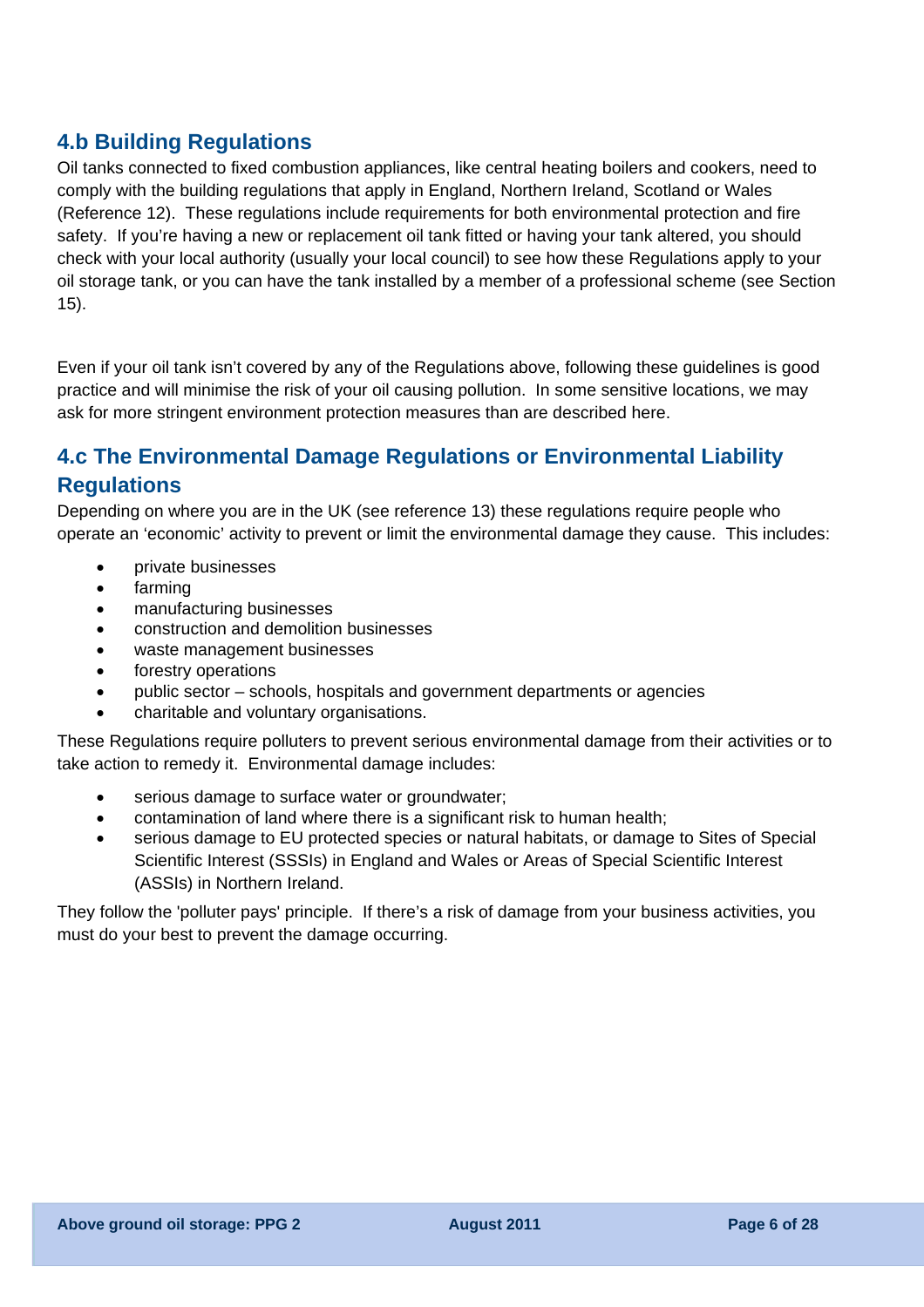## 4.b Building Regulations

Oil tanks connected to fixed combustion appliances, like central heating boilers and cookers, need to comply with the building regulations that apply in England, Northern Ireland, Scotland or Wales (Reference 12). These regulations include requirements for both environmental protection and fire safety. If you're having a new or replacement oil tank fitted or having your tank altered, you should check with your local authority (usually your local council) to see how these Regulations apply to your oil storage tank, or you can have the tank installed by a member of a professional scheme (see Section 15).

Even if your oil tank isn't covered by any of the Regulations above, following these guidelines is good practice and will minimise the risk of your oil causing pollution. In some sensitive locations, we may ask for more stringent environment protection measures than are described here.

## 4.c The Environmental Damage Regulations or Environmental Liability Regulations

Depending on where you are in the UK (see reference 13) these regulations require people who operate an 'economic' activity to prevent or limit the environmental damage they cause. This includes:

- private businesses
- farming
- manufacturing businesses
- construction and demolition businesses
- waste management businesses
- forestry operations
- public sector – schools, hospitals and government departments or agencies
- charitable and voluntary organisations.

These Regulations require polluters to prevent serious environmental damage from their activities or to take action to remedy it. Environmental damage includes:

- serious damage to surface water or groundwater;
- contamination of land where there is a significant risk to human health;
- serious damage to EU protected species or natural habitats, or damage to Sites of Special Scientific Interest (SSSIs) in England and Wales or Areas of Special Scientific Interest (ASSIs) in Northern Ireland.

They follow the 'polluter pays' principle. If there's a risk of damage from your business activities, you must do your best to prevent the damage occurring.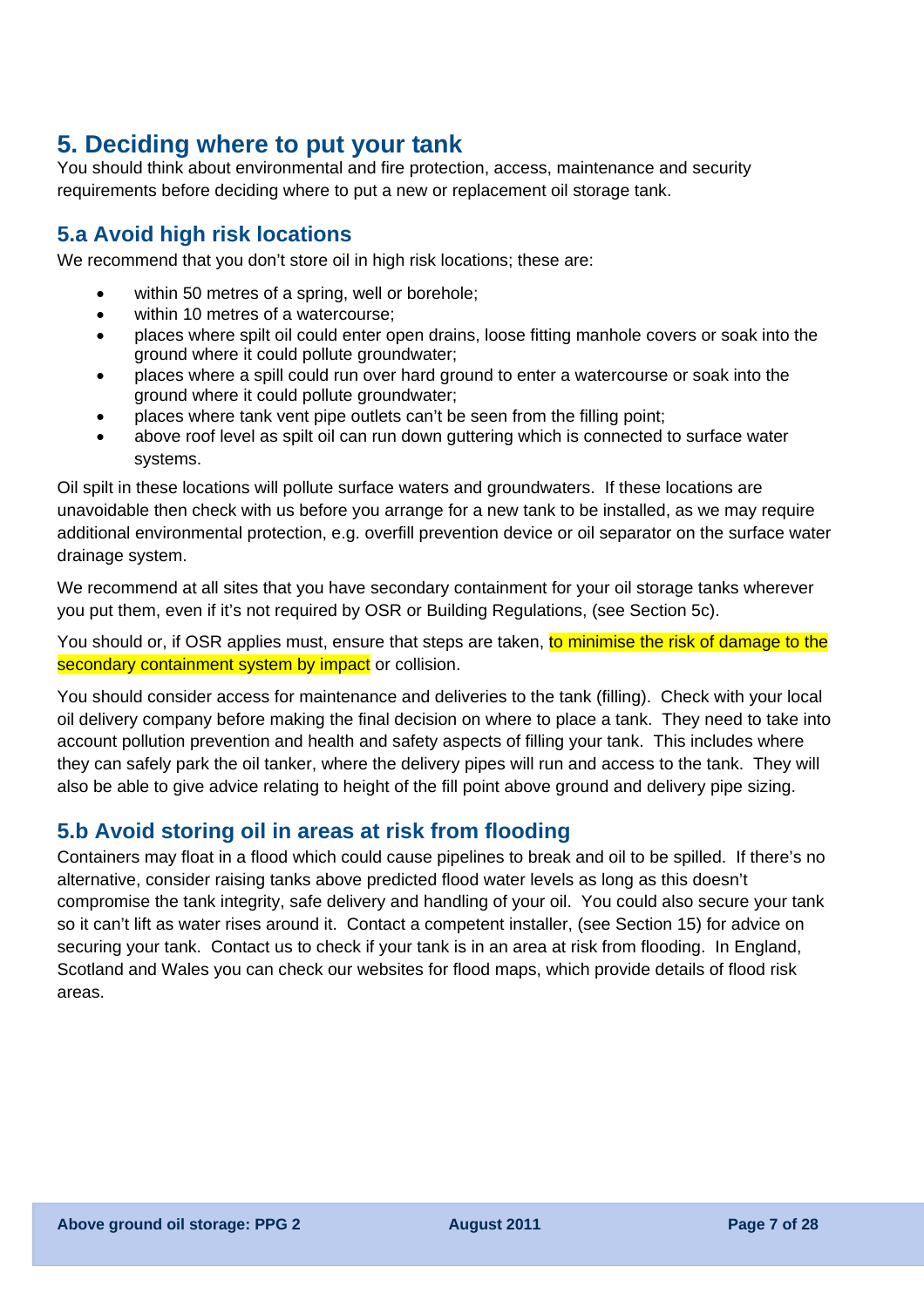## 5. Deciding where to put your tank

You should think about environmental and fire protection, access, maintenance and security requirements before deciding where to put a new or replacement oil storage tank.

### 5.a Avoid high risk locations

We recommend that you don't store oil in high risk locations; these are:

- within 50 metres of a spring, well or borehole;
- within 10 metres of a watercourse;
- places where spilt oil could enter open drains, loose fitting manhole covers or soak into the ground where it could pollute groundwater;
- places where a spill could run over hard ground to enter a watercourse or soak into the ground where it could pollute groundwater;
- places where tank vent pipe outlets can't be seen from the filling point;
- above roof level as spilt oil can run down guttering which is connected to surface water systems.

Oil spilt in these locations will pollute surface waters and groundwaters. If these locations are unavoidable then check with us before you arrange for a new tank to be installed, as we may require additional environmental protection, e.g. overfill prevention device or oil separator on the surface water drainage system.

We recommend at all sites that you have secondary containment for your oil storage tanks wherever you put them, even if it's not required by OSR or Building Regulations, (see Section 5c).

You should or, if OSR applies must, ensure that steps are taken, to minimise the risk of damage to the secondary containment system by impact or collision.

You should consider access for maintenance and deliveries to the tank (filling). Check with your local oil delivery company before making the final decision on where to place a tank. They need to take into account pollution prevention and health and safety aspects of filling your tank. This includes where they can safely park the oil tanker, where the delivery pipes will run and access to the tank. They will also be able to give advice relating to height of the fill point above ground and delivery pipe sizing.

### 5.b Avoid storing oil in areas at risk from flooding

Containers may float in a flood which could cause pipelines to break and oil to be spilled. If there's no alternative, consider raising tanks above predicted flood water levels as long as this doesn't compromise the tank integrity, safe delivery and handling of your oil. You could also secure your tank so it can't lift as water rises around it. Contact a competent installer, (see Section 15) for advice on securing your tank. Contact us to check if your tank is in an area at risk from flooding. In England, Scotland and Wales you can check our websites for flood maps, which provide details of flood risk areas.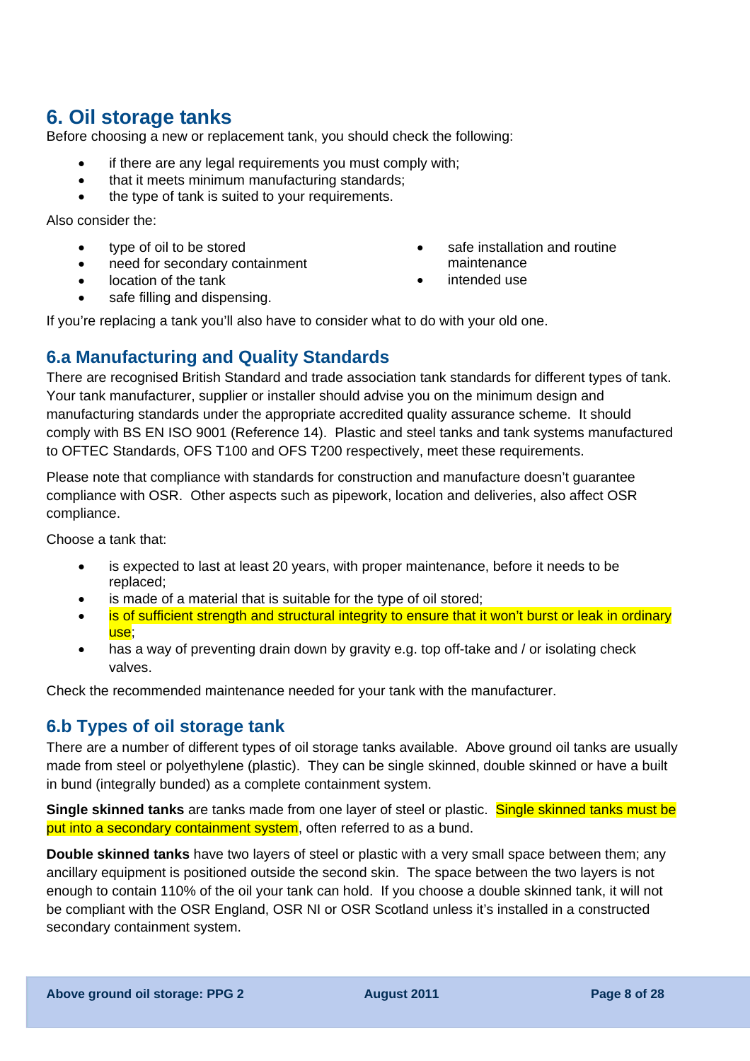## 6. Oil storage tanks

Before choosing a new or replacement tank, you should check the following:

- if there are any legal requirements you must comply with;
- that it meets minimum manufacturing standards;
- the type of tank is suited to your requirements.

Also consider the:

- type of oil to be stored
- need for secondary containment
- location of the tank
- safe filling and dispensing.
- safe installation and routine maintenance
- intended use

If you're replacing a tank you'll also have to consider what to do with your old one.

### 6.a Manufacturing and Quality Standards

There are recognised British Standard and trade association tank standards for different types of tank. Your tank manufacturer, supplier or installer should advise you on the minimum design and manufacturing standards under the appropriate accredited quality assurance scheme. It should comply with BS EN ISO 9001 (Reference 14). Plastic and steel tanks and tank systems manufactured to OFTEC Standards, OFS T100 and OFS T200 respectively, meet these requirements.

Please note that compliance with standards for construction and manufacture doesn't guarantee compliance with OSR. Other aspects such as pipework, location and deliveries, also affect OSR compliance.

Choose a tank that:

- is expected to last at least 20 years, with proper maintenance, before it needs to be replaced;
- is made of a material that is suitable for the type of oil stored;
- is of sufficient strength and structural integrity to ensure that it won't burst or leak in ordinary use;
- has a way of preventing drain down by gravity e.g. top off-take and / or isolating check valves.

Check the recommended maintenance needed for your tank with the manufacturer.

### 6.b Types of oil storage tank

There are a number of different types of oil storage tanks available. Above ground oil tanks are usually made from steel or polyethylene (plastic). They can be single skinned, double skinned or have a built in bund (integrally bunded) as a complete containment system.

**Single skinned tanks** are tanks made from one layer of steel or plastic. Single skinned tanks must be put into a secondary containment system, often referred to as a bund.

**Double skinned tanks** have two layers of steel or plastic with a very small space between them; any ancillary equipment is positioned outside the second skin. The space between the two layers is not enough to contain 110% of the oil your tank can hold. If you choose a double skinned tank, it will not be compliant with the OSR England, OSR NI or OSR Scotland unless it's installed in a constructed secondary containment system.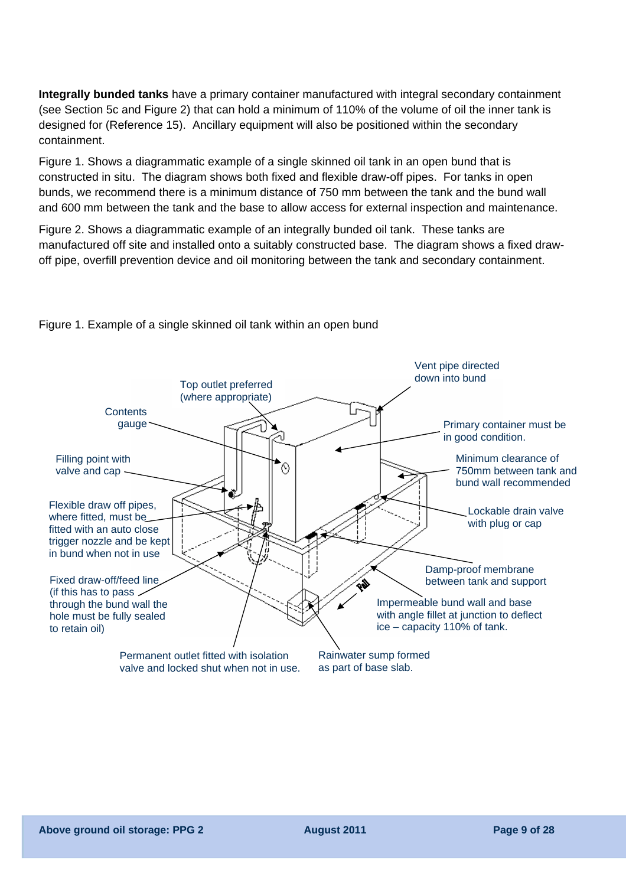**Integrally bunded tanks** have a primary container manufactured with integral secondary containment (see Section 5c and Figure 2) that can hold a minimum of 110% of the volume of oil the inner tank is designed for (Reference 15). Ancillary equipment will also be positioned within the secondary containment.

Figure 1. Shows a diagrammatic example of a single skinned oil tank in an open bund that is constructed in situ. The diagram shows both fixed and flexible draw-off pipes. For tanks in open bunds, we recommend there is a minimum distance of 750 mm between the tank and the bund wall and 600 mm between the tank and the base to allow access for external inspection and maintenance.

Figure 2. Shows a diagrammatic example of an integrally bunded oil tank. These tanks are manufactured off site and installed onto a suitably constructed base. The diagram shows a fixed draw-off pipe, overfill prevention device and oil monitoring between the tank and secondary containment.

Figure 1. Example of a single skinned oil tank within an open bund

- Vent pipe directed down into bund
- Top outlet preferred (where appropriate)
- Contents gauge
- Primary container must be in good condition.
- Minimum clearance of 750mm between tank and bund wall recommended
- Filling point with valve and cap
- Flexible draw off pipes, where fitted, must be fitted with an auto close trigger nozzle and be kept in bund when not in use
- Lockable drain valve with plug or cap
- Damp-proof membrane between tank and support
- Fixed draw-off/feed line (if this has to pass through the bund wall the hole must be fully sealed to retain oil)
- Impermeable bund wall and base with angle fillet at junction to deflect ice – capacity 110% of tank.
- Fall
- Permanent outlet fitted with isolation valve and locked shut when not in use.
- Rainwater sump formed as part of base slab.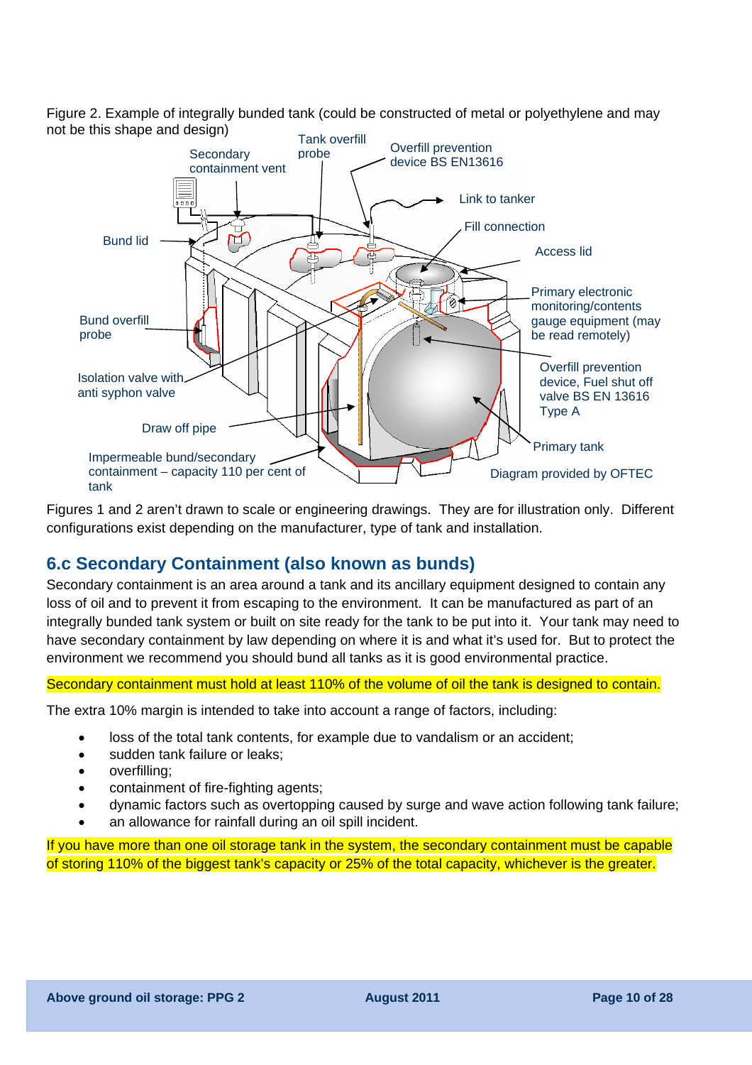Figure 2. Example of integrally bunded tank (could be constructed of metal or polyethylene and may not be this shape and design)

Secondary containment vent

Tank overfill probe

Overfill prevention device BS EN13616

Link to tanker

Fill connection

Access lid

Bund lid

Primary electronic monitoring/contents gauge equipment (may be read remotely)

Bund overfill probe

Overfill prevention device, Fuel shut off valve BS EN 13616 Type A

Isolation valve with anti syphon valve

Draw off pipe

Primary tank

Impermeable bund/secondary containment – capacity 110 per cent of tank

Diagram provided by OFTEC

Figures 1 and 2 aren't drawn to scale or engineering drawings. They are for illustration only. Different configurations exist depending on the manufacturer, type of tank and installation.

## 6.c Secondary Containment (also known as bunds)

Secondary containment is an area around a tank and its ancillary equipment designed to contain any loss of oil and to prevent it from escaping to the environment. It can be manufactured as part of an integrally bunded tank system or built on site ready for the tank to be put into it. Your tank may need to have secondary containment by law depending on where it is and what it's used for. But to protect the environment we recommend you should bund all tanks as it is good environmental practice.

Secondary containment must hold at least 110% of the volume of oil the tank is designed to contain.

The extra 10% margin is intended to take into account a range of factors, including:

- loss of the total tank contents, for example due to vandalism or an accident;
- sudden tank failure or leaks;
- overfilling;
- containment of fire-fighting agents;
- dynamic factors such as overtopping caused by surge and wave action following tank failure;
- an allowance for rainfall during an oil spill incident.

If you have more than one oil storage tank in the system, the secondary containment must be capable of storing 110% of the biggest tank's capacity or 25% of the total capacity, whichever is the greater.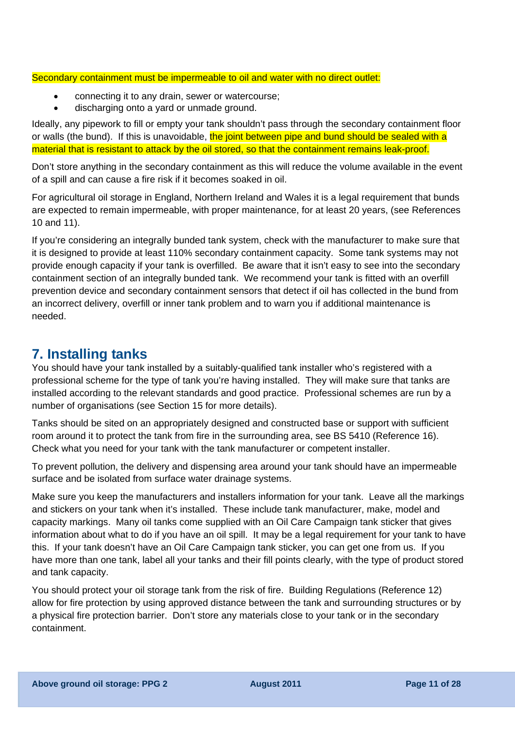Secondary containment must be impermeable to oil and water with no direct outlet:

- connecting it to any drain, sewer or watercourse;
- discharging onto a yard or unmade ground.

Ideally, any pipework to fill or empty your tank shouldn't pass through the secondary containment floor or walls (the bund). If this is unavoidable, the joint between pipe and bund should be sealed with a material that is resistant to attack by the oil stored, so that the containment remains leak-proof.

Don't store anything in the secondary containment as this will reduce the volume available in the event of a spill and can cause a fire risk if it becomes soaked in oil.

For agricultural oil storage in England, Northern Ireland and Wales it is a legal requirement that bunds are expected to remain impermeable, with proper maintenance, for at least 20 years, (see References 10 and 11).

If you're considering an integrally bunded tank system, check with the manufacturer to make sure that it is designed to provide at least 110% secondary containment capacity. Some tank systems may not provide enough capacity if your tank is overfilled. Be aware that it isn't easy to see into the secondary containment section of an integrally bunded tank. We recommend your tank is fitted with an overfill prevention device and secondary containment sensors that detect if oil has collected in the bund from an incorrect delivery, overfill or inner tank problem and to warn you if additional maintenance is needed.

## 7. Installing tanks

You should have your tank installed by a suitably-qualified tank installer who's registered with a professional scheme for the type of tank you're having installed. They will make sure that tanks are installed according to the relevant standards and good practice. Professional schemes are run by a number of organisations (see Section 15 for more details).

Tanks should be sited on an appropriately designed and constructed base or support with sufficient room around it to protect the tank from fire in the surrounding area, see BS 5410 (Reference 16). Check what you need for your tank with the tank manufacturer or competent installer.

To prevent pollution, the delivery and dispensing area around your tank should have an impermeable surface and be isolated from surface water drainage systems.

Make sure you keep the manufacturers and installers information for your tank. Leave all the markings and stickers on your tank when it's installed. These include tank manufacturer, make, model and capacity markings. Many oil tanks come supplied with an Oil Care Campaign tank sticker that gives information about what to do if you have an oil spill. It may be a legal requirement for your tank to have this. If your tank doesn't have an Oil Care Campaign tank sticker, you can get one from us. If you have more than one tank, label all your tanks and their fill points clearly, with the type of product stored and tank capacity.

You should protect your oil storage tank from the risk of fire. Building Regulations (Reference 12) allow for fire protection by using approved distance between the tank and surrounding structures or by a physical fire protection barrier. Don't store any materials close to your tank or in the secondary containment.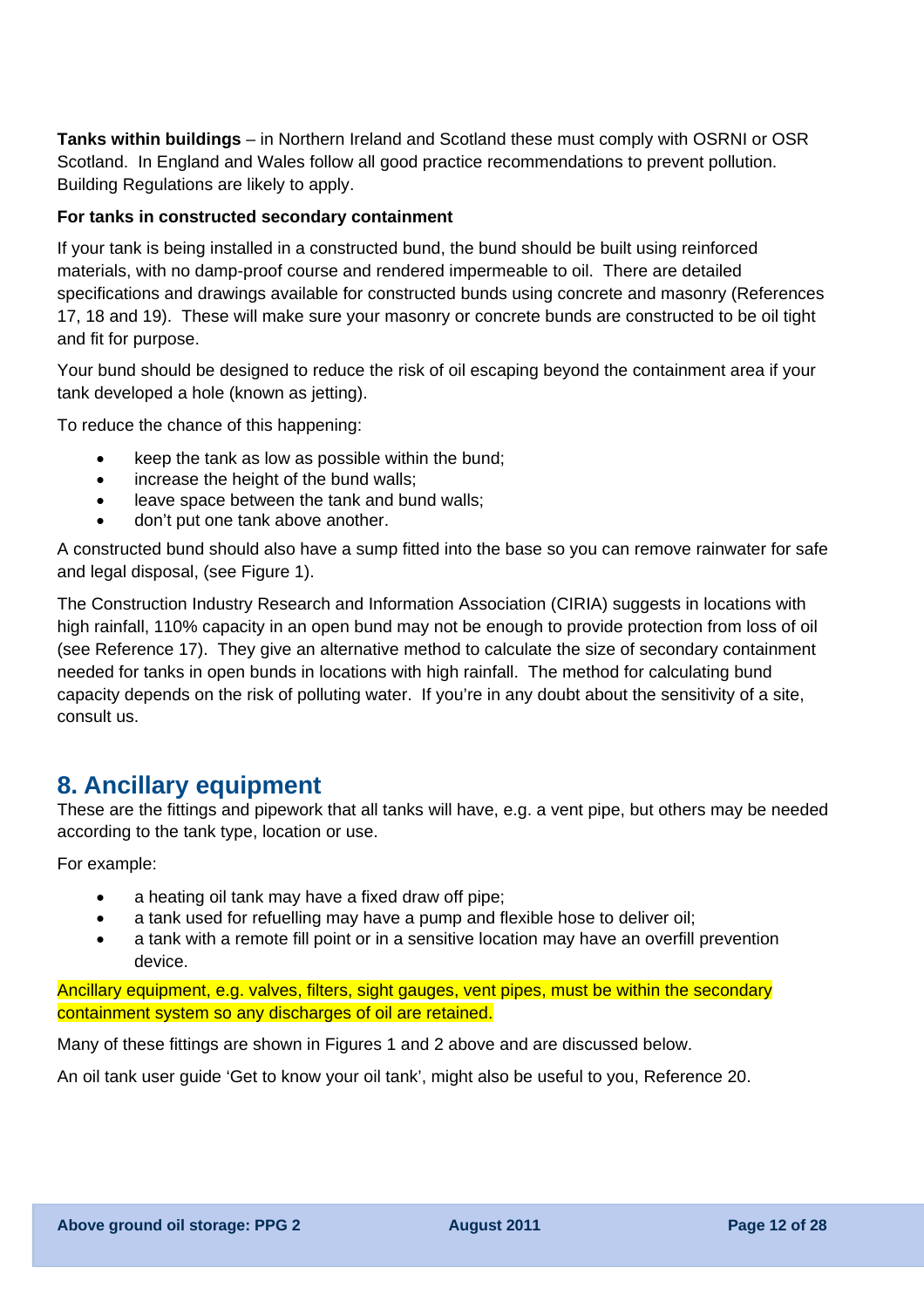**Tanks within buildings** – in Northern Ireland and Scotland these must comply with OSRNI or OSR Scotland. In England and Wales follow all good practice recommendations to prevent pollution. Building Regulations are likely to apply.

**For tanks in constructed secondary containment**

If your tank is being installed in a constructed bund, the bund should be built using reinforced materials, with no damp-proof course and rendered impermeable to oil. There are detailed specifications and drawings available for constructed bunds using concrete and masonry (References 17, 18 and 19). These will make sure your masonry or concrete bunds are constructed to be oil tight and fit for purpose.

Your bund should be designed to reduce the risk of oil escaping beyond the containment area if your tank developed a hole (known as jetting).

To reduce the chance of this happening:

- keep the tank as low as possible within the bund;
- increase the height of the bund walls;
- leave space between the tank and bund walls;
- don't put one tank above another.

A constructed bund should also have a sump fitted into the base so you can remove rainwater for safe and legal disposal, (see Figure 1).

The Construction Industry Research and Information Association (CIRIA) suggests in locations with high rainfall, 110% capacity in an open bund may not be enough to provide protection from loss of oil (see Reference 17). They give an alternative method to calculate the size of secondary containment needed for tanks in open bunds in locations with high rainfall. The method for calculating bund capacity depends on the risk of polluting water. If you're in any doubt about the sensitivity of a site, consult us.

## 8. Ancillary equipment

These are the fittings and pipework that all tanks will have, e.g. a vent pipe, but others may be needed according to the tank type, location or use.

For example:

- a heating oil tank may have a fixed draw off pipe;
- a tank used for refuelling may have a pump and flexible hose to deliver oil;
- a tank with a remote fill point or in a sensitive location may have an overfill prevention device.

Ancillary equipment, e.g. valves, filters, sight gauges, vent pipes, must be within the secondary containment system so any discharges of oil are retained.

Many of these fittings are shown in Figures 1 and 2 above and are discussed below.

An oil tank user guide 'Get to know your oil tank', might also be useful to you, Reference 20.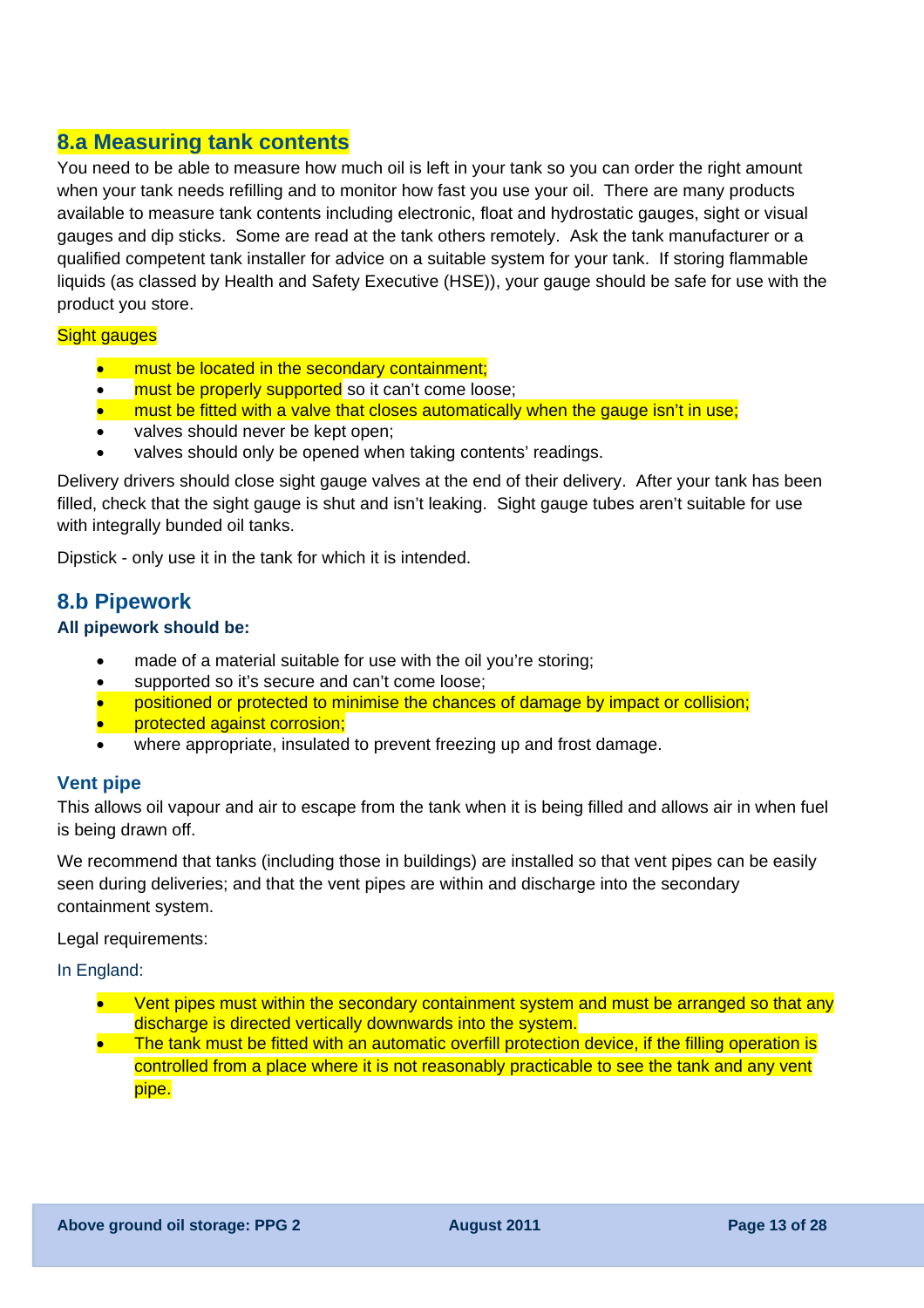## 8.a Measuring tank contents

You need to be able to measure how much oil is left in your tank so you can order the right amount when your tank needs refilling and to monitor how fast you use your oil. There are many products available to measure tank contents including electronic, float and hydrostatic gauges, sight or visual gauges and dip sticks. Some are read at the tank others remotely. Ask the tank manufacturer or a qualified competent tank installer for advice on a suitable system for your tank. If storing flammable liquids (as classed by Health and Safety Executive (HSE)), your gauge should be safe for use with the product you store.

Sight gauges

- must be located in the secondary containment;
- must be properly supported so it can't come loose;
- must be fitted with a valve that closes automatically when the gauge isn't in use;
- valves should never be kept open;
- valves should only be opened when taking contents' readings.

Delivery drivers should close sight gauge valves at the end of their delivery. After your tank has been filled, check that the sight gauge is shut and isn't leaking. Sight gauge tubes aren't suitable for use with integrally bunded oil tanks.

Dipstick - only use it in the tank for which it is intended.

## 8.b Pipework

**All pipework should be:**

- made of a material suitable for use with the oil you're storing;
- supported so it's secure and can't come loose;
- positioned or protected to minimise the chances of damage by impact or collision;
- protected against corrosion;
- where appropriate, insulated to prevent freezing up and frost damage.

### Vent pipe

This allows oil vapour and air to escape from the tank when it is being filled and allows air in when fuel is being drawn off.

We recommend that tanks (including those in buildings) are installed so that vent pipes can be easily seen during deliveries; and that the vent pipes are within and discharge into the secondary containment system.

Legal requirements:

In England:

- Vent pipes must within the secondary containment system and must be arranged so that any discharge is directed vertically downwards into the system.
- The tank must be fitted with an automatic overfill protection device, if the filling operation is controlled from a place where it is not reasonably practicable to see the tank and any vent pipe.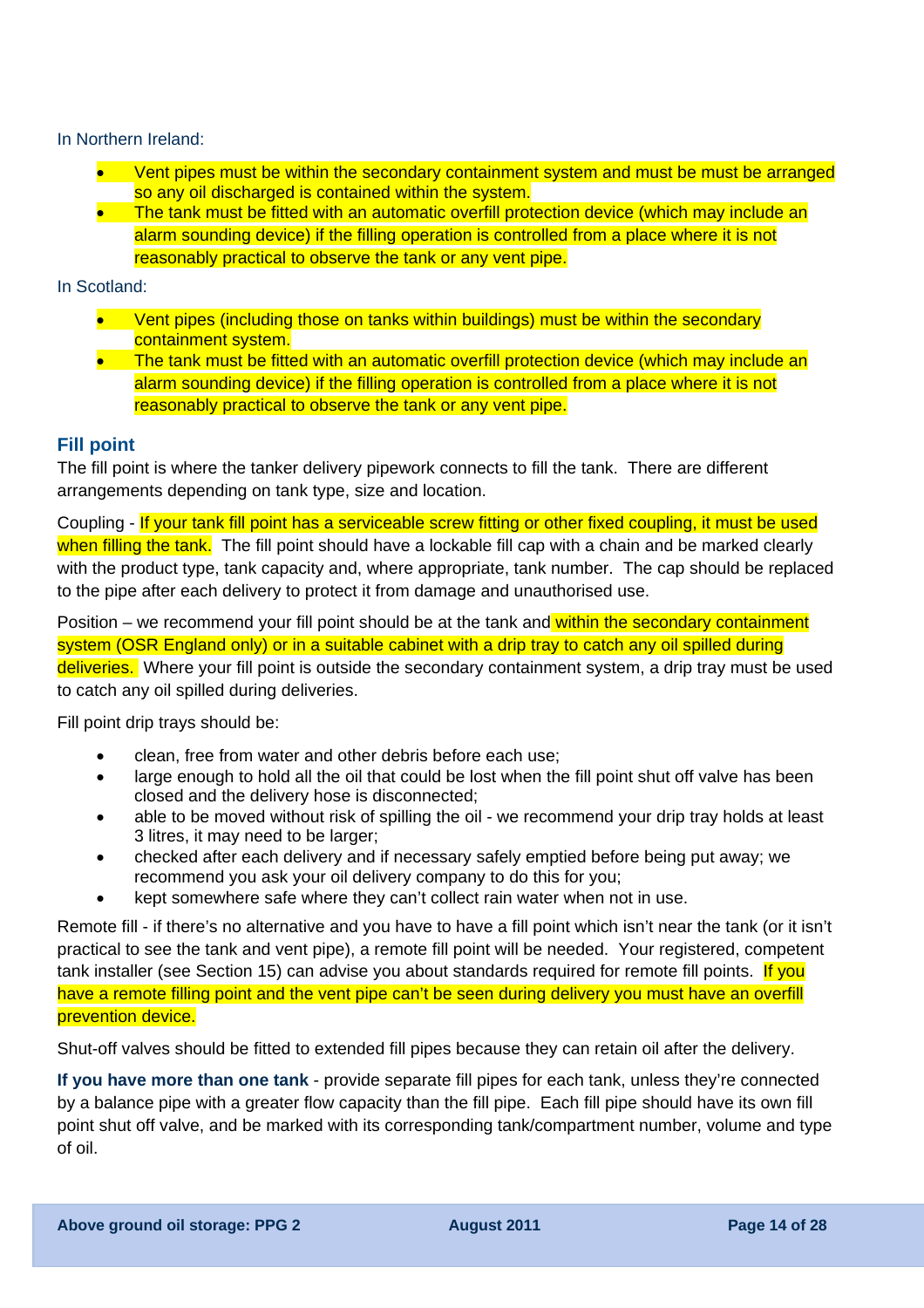In Northern Ireland:

- Vent pipes must be within the secondary containment system and must be must be arranged so any oil discharged is contained within the system.
- The tank must be fitted with an automatic overfill protection device (which may include an alarm sounding device) if the filling operation is controlled from a place where it is not reasonably practical to observe the tank or any vent pipe.

In Scotland:

- Vent pipes (including those on tanks within buildings) must be within the secondary containment system.
- The tank must be fitted with an automatic overfill protection device (which may include an alarm sounding device) if the filling operation is controlled from a place where it is not reasonably practical to observe the tank or any vent pipe.

## Fill point

The fill point is where the tanker delivery pipework connects to fill the tank. There are different arrangements depending on tank type, size and location.

Coupling - If your tank fill point has a serviceable screw fitting or other fixed coupling, it must be used when filling the tank. The fill point should have a lockable fill cap with a chain and be marked clearly with the product type, tank capacity and, where appropriate, tank number. The cap should be replaced to the pipe after each delivery to protect it from damage and unauthorised use.

Position – we recommend your fill point should be at the tank and within the secondary containment system (OSR England only) or in a suitable cabinet with a drip tray to catch any oil spilled during deliveries. Where your fill point is outside the secondary containment system, a drip tray must be used to catch any oil spilled during deliveries.

Fill point drip trays should be:

- clean, free from water and other debris before each use;
- large enough to hold all the oil that could be lost when the fill point shut off valve has been closed and the delivery hose is disconnected;
- able to be moved without risk of spilling the oil - we recommend your drip tray holds at least 3 litres, it may need to be larger;
- checked after each delivery and if necessary safely emptied before being put away; we recommend you ask your oil delivery company to do this for you;
- kept somewhere safe where they can't collect rain water when not in use.

Remote fill - if there's no alternative and you have to have a fill point which isn't near the tank (or it isn't practical to see the tank and vent pipe), a remote fill point will be needed. Your registered, competent tank installer (see Section 15) can advise you about standards required for remote fill points. If you have a remote filling point and the vent pipe can't be seen during delivery you must have an overfill prevention device.

Shut-off valves should be fitted to extended fill pipes because they can retain oil after the delivery.

**If you have more than one tank** - provide separate fill pipes for each tank, unless they're connected by a balance pipe with a greater flow capacity than the fill pipe. Each fill pipe should have its own fill point shut off valve, and be marked with its corresponding tank/compartment number, volume and type of oil.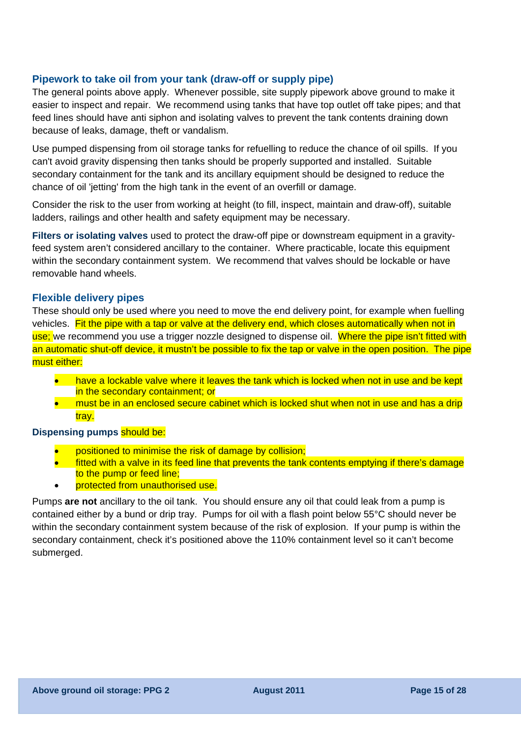### Pipework to take oil from your tank (draw-off or supply pipe)

The general points above apply. Whenever possible, site supply pipework above ground to make it easier to inspect and repair. We recommend using tanks that have top outlet off take pipes; and that feed lines should have anti siphon and isolating valves to prevent the tank contents draining down because of leaks, damage, theft or vandalism.

Use pumped dispensing from oil storage tanks for refuelling to reduce the chance of oil spills. If you can't avoid gravity dispensing then tanks should be properly supported and installed. Suitable secondary containment for the tank and its ancillary equipment should be designed to reduce the chance of oil 'jetting' from the high tank in the event of an overfill or damage.

Consider the risk to the user from working at height (to fill, inspect, maintain and draw-off), suitable ladders, railings and other health and safety equipment may be necessary.

**Filters or isolating valves** used to protect the draw-off pipe or downstream equipment in a gravity-feed system aren't considered ancillary to the container. Where practicable, locate this equipment within the secondary containment system. We recommend that valves should be lockable or have removable hand wheels.

### Flexible delivery pipes

These should only be used where you need to move the end delivery point, for example when fuelling vehicles. Fit the pipe with a tap or valve at the delivery end, which closes automatically when not in use; we recommend you use a trigger nozzle designed to dispense oil. Where the pipe isn't fitted with an automatic shut-off device, it mustn't be possible to fix the tap or valve in the open position. The pipe must either:

- have a lockable valve where it leaves the tank which is locked when not in use and be kept in the secondary containment; or
- must be in an enclosed secure cabinet which is locked shut when not in use and has a drip tray.

**Dispensing pumps** should be:

- positioned to minimise the risk of damage by collision;
- fitted with a valve in its feed line that prevents the tank contents emptying if there's damage to the pump or feed line;
- protected from unauthorised use.

Pumps **are not** ancillary to the oil tank. You should ensure any oil that could leak from a pump is contained either by a bund or drip tray. Pumps for oil with a flash point below 55°C should never be within the secondary containment system because of the risk of explosion. If your pump is within the secondary containment, check it's positioned above the 110% containment level so it can't become submerged.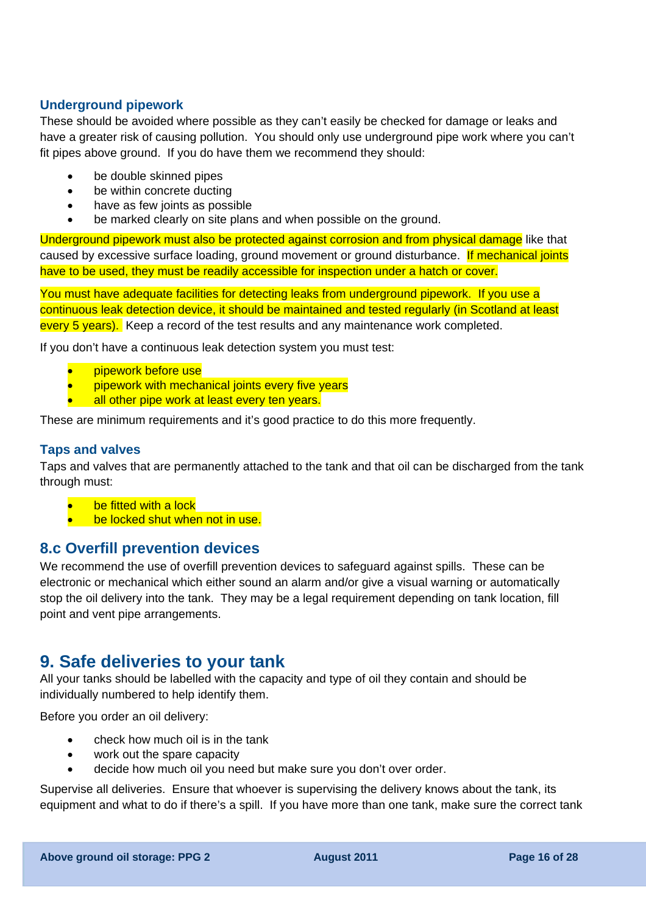### Underground pipework

These should be avoided where possible as they can't easily be checked for damage or leaks and have a greater risk of causing pollution. You should only use underground pipe work where you can't fit pipes above ground. If you do have them we recommend they should:

- be double skinned pipes
- be within concrete ducting
- have as few joints as possible
- be marked clearly on site plans and when possible on the ground.

Underground pipework must also be protected against corrosion and from physical damage like that caused by excessive surface loading, ground movement or ground disturbance. If mechanical joints have to be used, they must be readily accessible for inspection under a hatch or cover.

You must have adequate facilities for detecting leaks from underground pipework. If you use a continuous leak detection device, it should be maintained and tested regularly (in Scotland at least every 5 years). Keep a record of the test results and any maintenance work completed.

If you don't have a continuous leak detection system you must test:

- pipework before use
- pipework with mechanical joints every five years
- all other pipe work at least every ten years.

These are minimum requirements and it's good practice to do this more frequently.

### Taps and valves

Taps and valves that are permanently attached to the tank and that oil can be discharged from the tank through must:

- be fitted with a lock
- be locked shut when not in use.

## 8.c Overfill prevention devices

We recommend the use of overfill prevention devices to safeguard against spills. These can be electronic or mechanical which either sound an alarm and/or give a visual warning or automatically stop the oil delivery into the tank. They may be a legal requirement depending on tank location, fill point and vent pipe arrangements.

# 9. Safe deliveries to your tank

All your tanks should be labelled with the capacity and type of oil they contain and should be individually numbered to help identify them.

Before you order an oil delivery:

- check how much oil is in the tank
- work out the spare capacity
- decide how much oil you need but make sure you don't over order.

Supervise all deliveries. Ensure that whoever is supervising the delivery knows about the tank, its equipment and what to do if there's a spill. If you have more than one tank, make sure the correct tank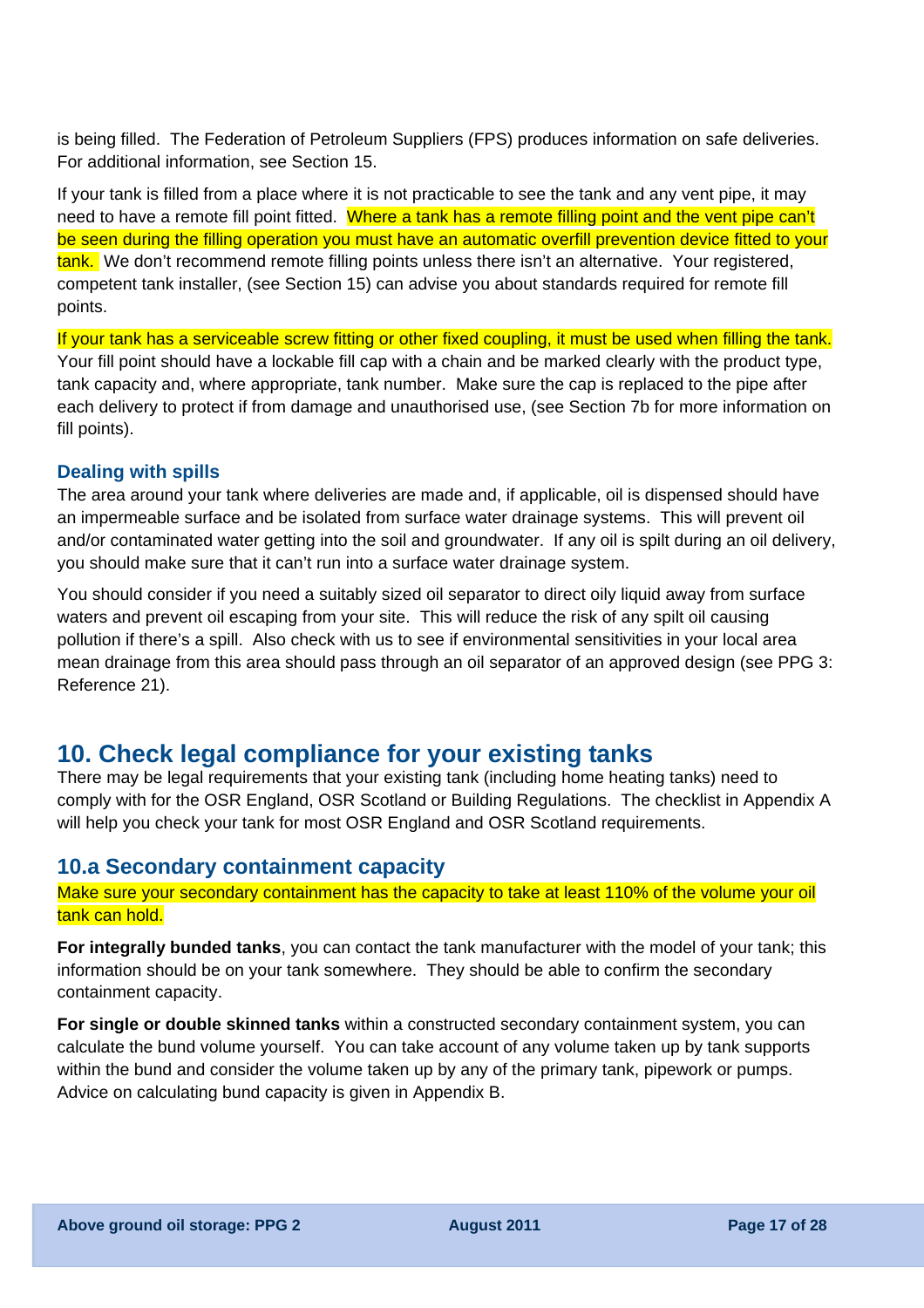is being filled. The Federation of Petroleum Suppliers (FPS) produces information on safe deliveries. For additional information, see Section 15.

If your tank is filled from a place where it is not practicable to see the tank and any vent pipe, it may need to have a remote fill point fitted. Where a tank has a remote filling point and the vent pipe can't be seen during the filling operation you must have an automatic overfill prevention device fitted to your tank. We don't recommend remote filling points unless there isn't an alternative. Your registered, competent tank installer, (see Section 15) can advise you about standards required for remote fill points.

If your tank has a serviceable screw fitting or other fixed coupling, it must be used when filling the tank. Your fill point should have a lockable fill cap with a chain and be marked clearly with the product type, tank capacity and, where appropriate, tank number. Make sure the cap is replaced to the pipe after each delivery to protect if from damage and unauthorised use, (see Section 7b for more information on fill points).

### Dealing with spills

The area around your tank where deliveries are made and, if applicable, oil is dispensed should have an impermeable surface and be isolated from surface water drainage systems. This will prevent oil and/or contaminated water getting into the soil and groundwater. If any oil is spilt during an oil delivery, you should make sure that it can't run into a surface water drainage system.

You should consider if you need a suitably sized oil separator to direct oily liquid away from surface waters and prevent oil escaping from your site. This will reduce the risk of any spilt oil causing pollution if there's a spill. Also check with us to see if environmental sensitivities in your local area mean drainage from this area should pass through an oil separator of an approved design (see PPG 3: Reference 21).

# 10. Check legal compliance for your existing tanks

There may be legal requirements that your existing tank (including home heating tanks) need to comply with for the OSR England, OSR Scotland or Building Regulations. The checklist in Appendix A will help you check your tank for most OSR England and OSR Scotland requirements.

## 10.a Secondary containment capacity

Make sure your secondary containment has the capacity to take at least 110% of the volume your oil tank can hold.

**For integrally bunded tanks**, you can contact the tank manufacturer with the model of your tank; this information should be on your tank somewhere. They should be able to confirm the secondary containment capacity.

**For single or double skinned tanks** within a constructed secondary containment system, you can calculate the bund volume yourself. You can take account of any volume taken up by tank supports within the bund and consider the volume taken up by any of the primary tank, pipework or pumps. Advice on calculating bund capacity is given in Appendix B.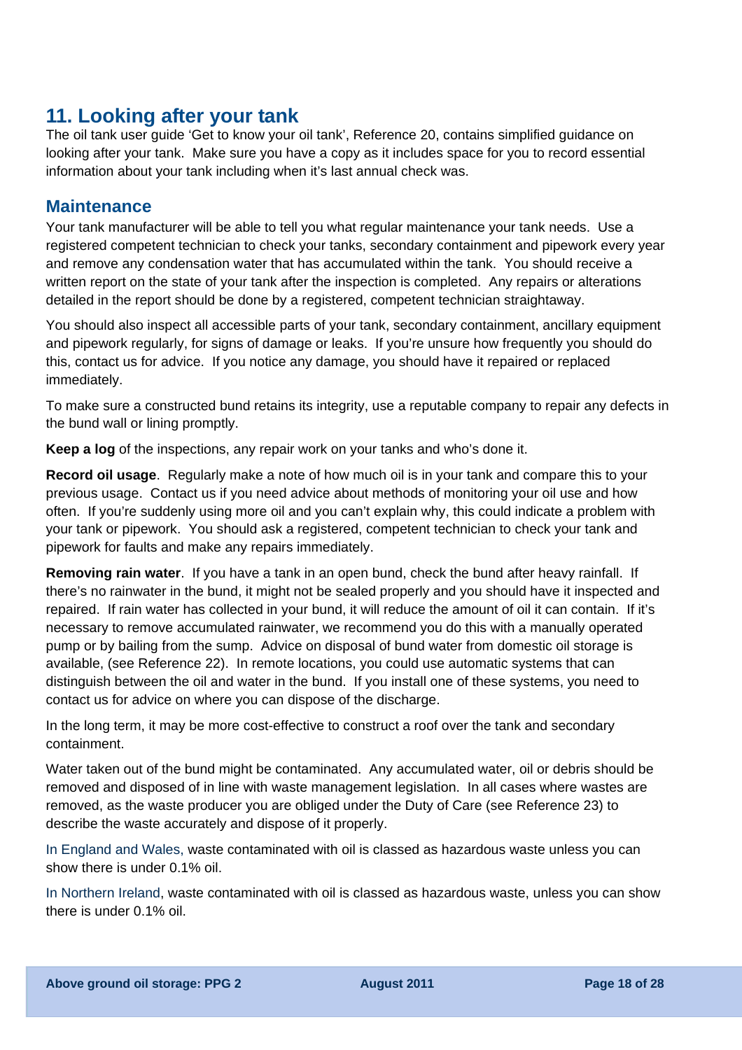# 11. Looking after your tank

The oil tank user guide 'Get to know your oil tank', Reference 20, contains simplified guidance on looking after your tank. Make sure you have a copy as it includes space for you to record essential information about your tank including when it's last annual check was.

## Maintenance

Your tank manufacturer will be able to tell you what regular maintenance your tank needs. Use a registered competent technician to check your tanks, secondary containment and pipework every year and remove any condensation water that has accumulated within the tank. You should receive a written report on the state of your tank after the inspection is completed. Any repairs or alterations detailed in the report should be done by a registered, competent technician straightaway.

You should also inspect all accessible parts of your tank, secondary containment, ancillary equipment and pipework regularly, for signs of damage or leaks. If you're unsure how frequently you should do this, contact us for advice. If you notice any damage, you should have it repaired or replaced immediately.

To make sure a constructed bund retains its integrity, use a reputable company to repair any defects in the bund wall or lining promptly.

**Keep a log** of the inspections, any repair work on your tanks and who's done it.

**Record oil usage**. Regularly make a note of how much oil is in your tank and compare this to your previous usage. Contact us if you need advice about methods of monitoring your oil use and how often. If you're suddenly using more oil and you can't explain why, this could indicate a problem with your tank or pipework. You should ask a registered, competent technician to check your tank and pipework for faults and make any repairs immediately.

**Removing rain water**. If you have a tank in an open bund, check the bund after heavy rainfall. If there's no rainwater in the bund, it might not be sealed properly and you should have it inspected and repaired. If rain water has collected in your bund, it will reduce the amount of oil it can contain. If it's necessary to remove accumulated rainwater, we recommend you do this with a manually operated pump or by bailing from the sump. Advice on disposal of bund water from domestic oil storage is available, (see Reference 22). In remote locations, you could use automatic systems that can distinguish between the oil and water in the bund. If you install one of these systems, you need to contact us for advice on where you can dispose of the discharge.

In the long term, it may be more cost-effective to construct a roof over the tank and secondary containment.

Water taken out of the bund might be contaminated. Any accumulated water, oil or debris should be removed and disposed of in line with waste management legislation. In all cases where wastes are removed, as the waste producer you are obliged under the Duty of Care (see Reference 23) to describe the waste accurately and dispose of it properly.

In England and Wales, waste contaminated with oil is classed as hazardous waste unless you can show there is under 0.1% oil.

In Northern Ireland, waste contaminated with oil is classed as hazardous waste, unless you can show there is under 0.1% oil.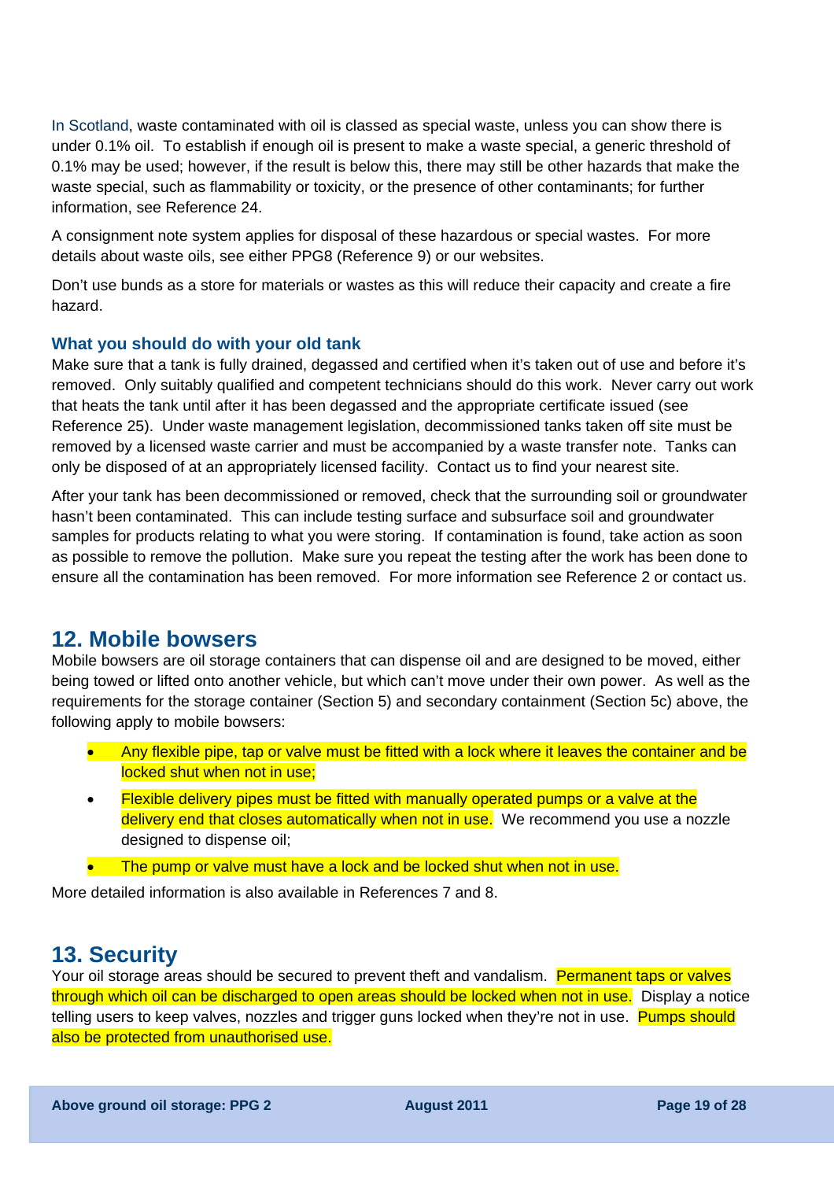In Scotland, waste contaminated with oil is classed as special waste, unless you can show there is under 0.1% oil. To establish if enough oil is present to make a waste special, a generic threshold of 0.1% may be used; however, if the result is below this, there may still be other hazards that make the waste special, such as flammability or toxicity, or the presence of other contaminants; for further information, see Reference 24.

A consignment note system applies for disposal of these hazardous or special wastes. For more details about waste oils, see either PPG8 (Reference 9) or our websites.

Don't use bunds as a store for materials or wastes as this will reduce their capacity and create a fire hazard.

### What you should do with your old tank

Make sure that a tank is fully drained, degassed and certified when it's taken out of use and before it's removed. Only suitably qualified and competent technicians should do this work. Never carry out work that heats the tank until after it has been degassed and the appropriate certificate issued (see Reference 25). Under waste management legislation, decommissioned tanks taken off site must be removed by a licensed waste carrier and must be accompanied by a waste transfer note. Tanks can only be disposed of at an appropriately licensed facility. Contact us to find your nearest site.

After your tank has been decommissioned or removed, check that the surrounding soil or groundwater hasn't been contaminated. This can include testing surface and subsurface soil and groundwater samples for products relating to what you were storing. If contamination is found, take action as soon as possible to remove the pollution. Make sure you repeat the testing after the work has been done to ensure all the contamination has been removed. For more information see Reference 2 or contact us.

## 12. Mobile bowsers

Mobile bowsers are oil storage containers that can dispense oil and are designed to be moved, either being towed or lifted onto another vehicle, but which can't move under their own power. As well as the requirements for the storage container (Section 5) and secondary containment (Section 5c) above, the following apply to mobile bowsers:

- Any flexible pipe, tap or valve must be fitted with a lock where it leaves the container and be locked shut when not in use;
- Flexible delivery pipes must be fitted with manually operated pumps or a valve at the delivery end that closes automatically when not in use. We recommend you use a nozzle designed to dispense oil;
- The pump or valve must have a lock and be locked shut when not in use.

More detailed information is also available in References 7 and 8.

## 13. Security

Your oil storage areas should be secured to prevent theft and vandalism. Permanent taps or valves through which oil can be discharged to open areas should be locked when not in use. Display a notice telling users to keep valves, nozzles and trigger guns locked when they're not in use. Pumps should also be protected from unauthorised use.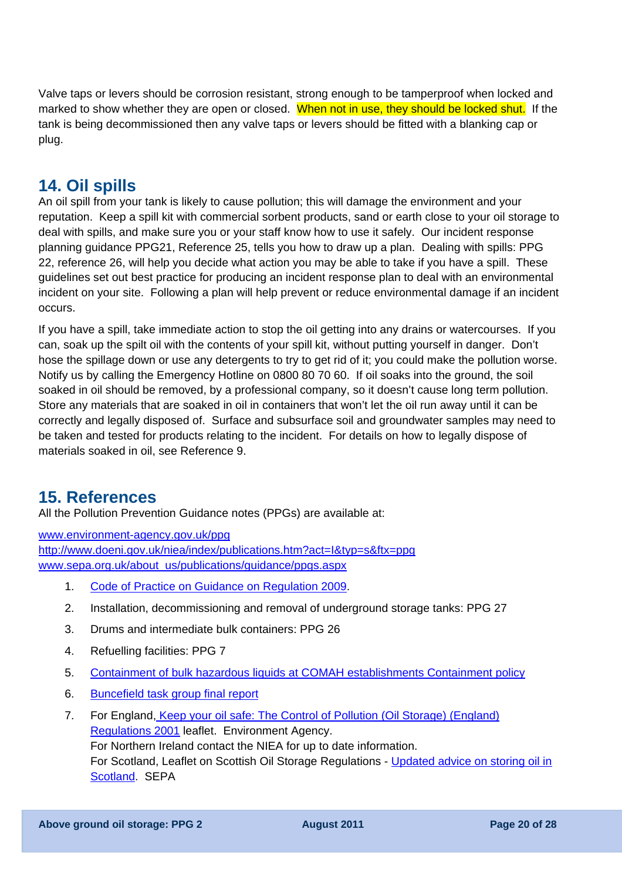Valve taps or levers should be corrosion resistant, strong enough to be tamperproof when locked and marked to show whether they are open or closed. When not in use, they should be locked shut. If the tank is being decommissioned then any valve taps or levers should be fitted with a blanking cap or plug.

## 14. Oil spills

An oil spill from your tank is likely to cause pollution; this will damage the environment and your reputation. Keep a spill kit with commercial sorbent products, sand or earth close to your oil storage to deal with spills, and make sure you or your staff know how to use it safely. Our incident response planning guidance PPG21, Reference 25, tells you how to draw up a plan. Dealing with spills: PPG 22, reference 26, will help you decide what action you may be able to take if you have a spill. These guidelines set out best practice for producing an incident response plan to deal with an environmental incident on your site. Following a plan will help prevent or reduce environmental damage if an incident occurs.

If you have a spill, take immediate action to stop the oil getting into any drains or watercourses. If you can, soak up the spilt oil with the contents of your spill kit, without putting yourself in danger. Don't hose the spillage down or use any detergents to try to get rid of it; you could make the pollution worse. Notify us by calling the Emergency Hotline on 0800 80 70 60. If oil soaks into the ground, the soil soaked in oil should be removed, by a professional company, so it doesn't cause long term pollution. Store any materials that are soaked in oil in containers that won't let the oil run away until it can be correctly and legally disposed of. Surface and subsurface soil and groundwater samples may need to be taken and tested for products relating to the incident. For details on how to legally dispose of materials soaked in oil, see Reference 9.

## 15. References

All the Pollution Prevention Guidance notes (PPGs) are available at:

www.environment-agency.gov.uk/ppg
http://www.doeni.gov.uk/niea/index/publications.htm?act=I&typ=s&ftx=ppg
www.sepa.org.uk/about_us/publications/guidance/ppgs.aspx

1. Code of Practice on Guidance on Regulation 2009.
2. Installation, decommissioning and removal of underground storage tanks: PPG 27
3. Drums and intermediate bulk containers: PPG 26
4. Refuelling facilities: PPG 7
5. Containment of bulk hazardous liquids at COMAH establishments Containment policy
6. Buncefield task group final report
7. For England, Keep your oil safe: The Control of Pollution (Oil Storage) (England) Regulations 2001 leaflet. Environment Agency.
   For Northern Ireland contact the NIEA for up to date information.
   For Scotland, Leaflet on Scottish Oil Storage Regulations - Updated advice on storing oil in Scotland. SEPA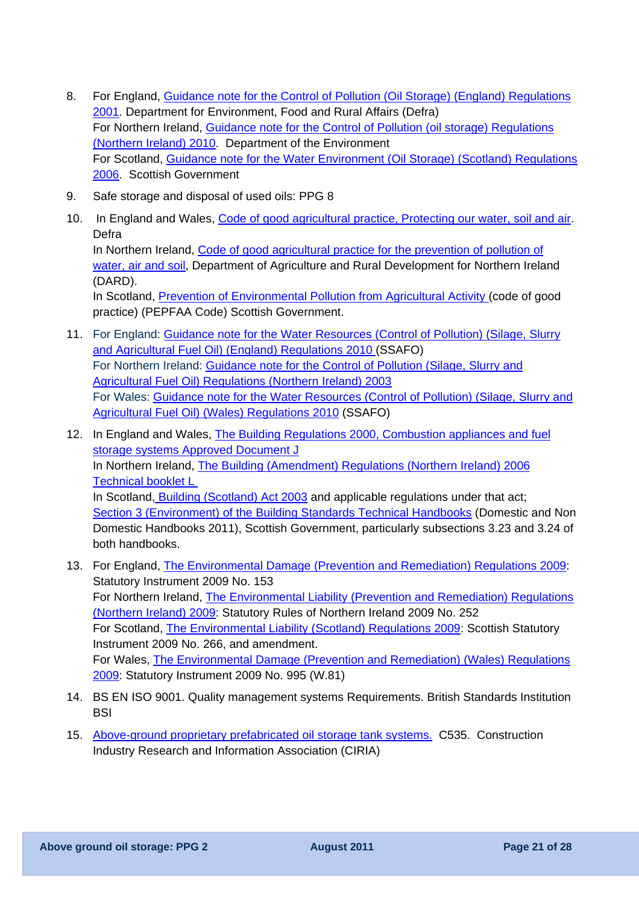8. For England, Guidance note for the Control of Pollution (Oil Storage) (England) Regulations 2001. Department for Environment, Food and Rural Affairs (Defra)
   For Northern Ireland, Guidance note for the Control of Pollution (oil storage) Regulations (Northern Ireland) 2010. Department of the Environment
   For Scotland, Guidance note for the Water Environment (Oil Storage) (Scotland) Regulations 2006. Scottish Government

9. Safe storage and disposal of used oils: PPG 8

10. In England and Wales, Code of good agricultural practice, Protecting our water, soil and air. Defra
    In Northern Ireland, Code of good agricultural practice for the prevention of pollution of water, air and soil, Department of Agriculture and Rural Development for Northern Ireland (DARD).
    In Scotland, Prevention of Environmental Pollution from Agricultural Activity (code of good practice) (PEPFAA Code) Scottish Government.

11. For England: Guidance note for the Water Resources (Control of Pollution) (Silage, Slurry and Agricultural Fuel Oil) (England) Regulations 2010 (SSAFO)
    For Northern Ireland: Guidance note for the Control of Pollution (Silage, Slurry and Agricultural Fuel Oil) Regulations (Northern Ireland) 2003
    For Wales: Guidance note for the Water Resources (Control of Pollution) (Silage, Slurry and Agricultural Fuel Oil) (Wales) Regulations 2010 (SSAFO)

12. In England and Wales, The Building Regulations 2000, Combustion appliances and fuel storage systems Approved Document J
    In Northern Ireland, The Building (Amendment) Regulations (Northern Ireland) 2006 Technical booklet L
    In Scotland, Building (Scotland) Act 2003 and applicable regulations under that act; Section 3 (Environment) of the Building Standards Technical Handbooks (Domestic and Non Domestic Handbooks 2011), Scottish Government, particularly subsections 3.23 and 3.24 of both handbooks.

13. For England, The Environmental Damage (Prevention and Remediation) Regulations 2009: Statutory Instrument 2009 No. 153
    For Northern Ireland, The Environmental Liability (Prevention and Remediation) Regulations (Northern Ireland) 2009: Statutory Rules of Northern Ireland 2009 No. 252
    For Scotland, The Environmental Liability (Scotland) Regulations 2009: Scottish Statutory Instrument 2009 No. 266, and amendment.
    For Wales, The Environmental Damage (Prevention and Remediation) (Wales) Regulations 2009: Statutory Instrument 2009 No. 995 (W.81)

14. BS EN ISO 9001. Quality management systems Requirements. British Standards Institution BSI

15. Above-ground proprietary prefabricated oil storage tank systems. C535. Construction Industry Research and Information Association (CIRIA)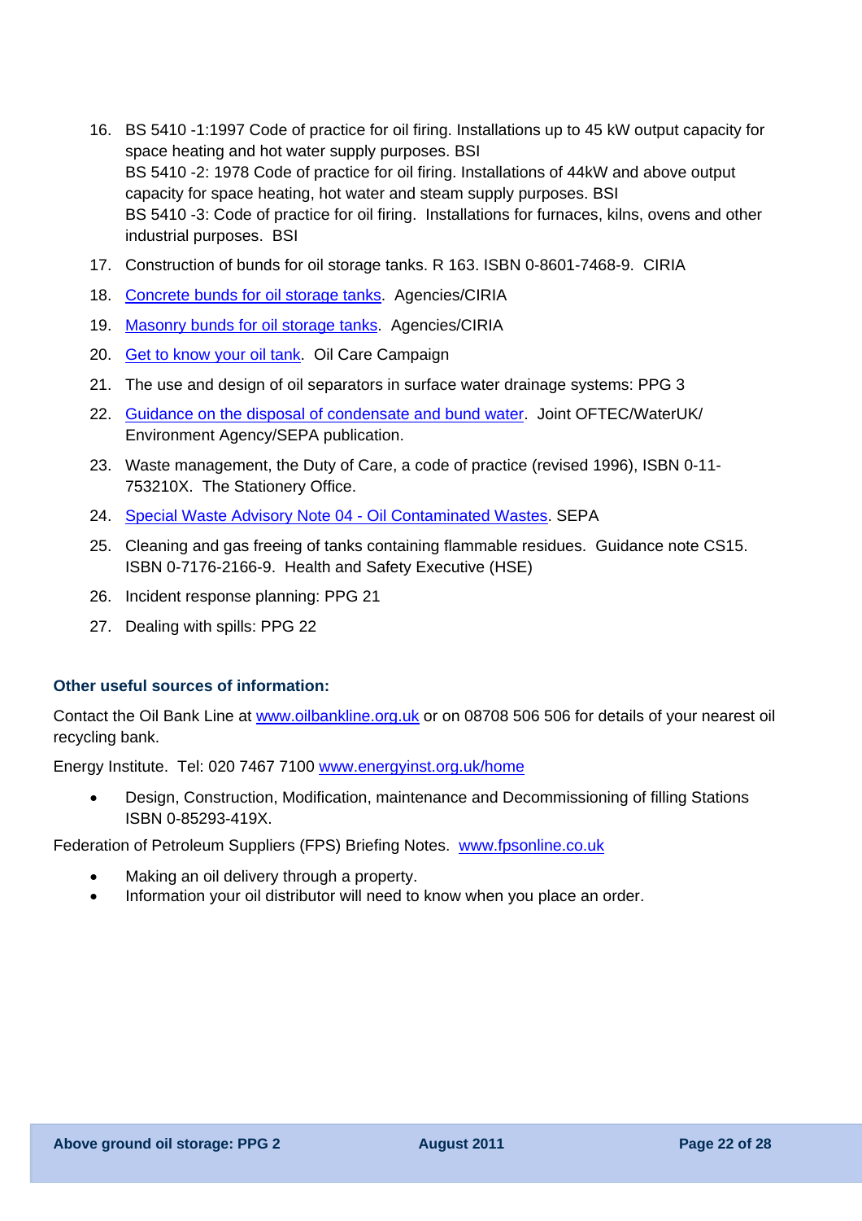16. BS 5410 -1:1997 Code of practice for oil firing. Installations up to 45 kW output capacity for space heating and hot water supply purposes. BSI
    BS 5410 -2: 1978 Code of practice for oil firing. Installations of 44kW and above output capacity for space heating, hot water and steam supply purposes. BSI
    BS 5410 -3: Code of practice for oil firing. Installations for furnaces, kilns, ovens and other industrial purposes. BSI
17. Construction of bunds for oil storage tanks. R 163. ISBN 0-8601-7468-9. CIRIA
18. Concrete bunds for oil storage tanks. Agencies/CIRIA
19. Masonry bunds for oil storage tanks. Agencies/CIRIA
20. Get to know your oil tank. Oil Care Campaign
21. The use and design of oil separators in surface water drainage systems: PPG 3
22. Guidance on the disposal of condensate and bund water. Joint OFTEC/WaterUK/ Environment Agency/SEPA publication.
23. Waste management, the Duty of Care, a code of practice (revised 1996), ISBN 0-11-753210X. The Stationery Office.
24. Special Waste Advisory Note 04 - Oil Contaminated Wastes. SEPA
25. Cleaning and gas freeing of tanks containing flammable residues. Guidance note CS15. ISBN 0-7176-2166-9. Health and Safety Executive (HSE)
26. Incident response planning: PPG 21
27. Dealing with spills: PPG 22

### Other useful sources of information:

Contact the Oil Bank Line at www.oilbankline.org.uk or on 08708 506 506 for details of your nearest oil recycling bank.

Energy Institute. Tel: 020 7467 7100 www.energyinst.org.uk/home

- Design, Construction, Modification, maintenance and Decommissioning of filling Stations ISBN 0-85293-419X.

Federation of Petroleum Suppliers (FPS) Briefing Notes. www.fpsonline.co.uk

- Making an oil delivery through a property.
- Information your oil distributor will need to know when you place an order.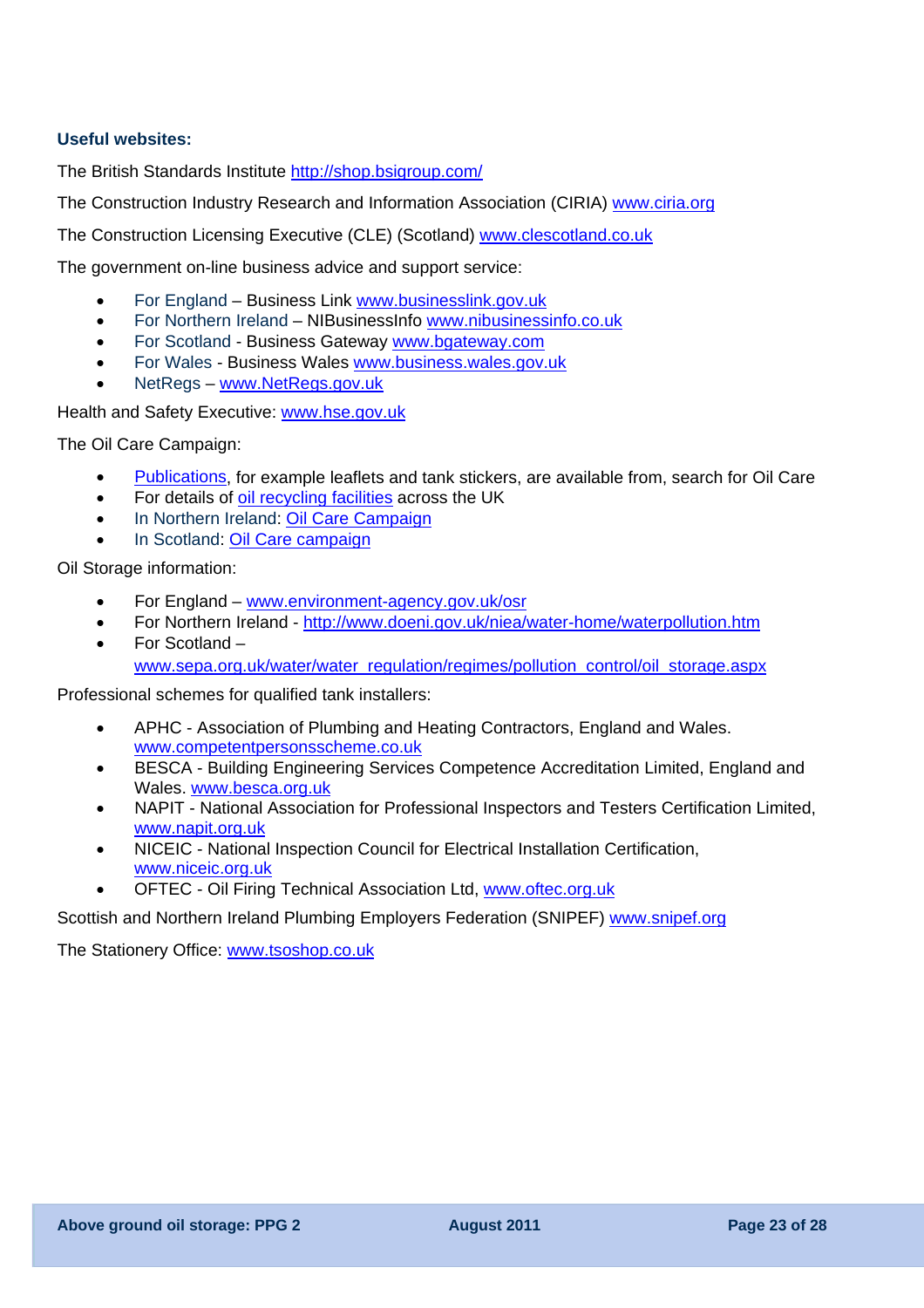**Useful websites:**

The British Standards Institute http://shop.bsigroup.com/

The Construction Industry Research and Information Association (CIRIA) www.ciria.org

The Construction Licensing Executive (CLE) (Scotland) www.clescotland.co.uk

The government on-line business advice and support service:

- For England – Business Link www.businesslink.gov.uk
- For Northern Ireland – NIBusinessInfo www.nibusinessinfo.co.uk
- For Scotland - Business Gateway www.bgateway.com
- For Wales - Business Wales www.business.wales.gov.uk
- NetRegs – www.NetRegs.gov.uk

Health and Safety Executive: www.hse.gov.uk

The Oil Care Campaign:

- Publications, for example leaflets and tank stickers, are available from, search for Oil Care
- For details of oil recycling facilities across the UK
- In Northern Ireland: Oil Care Campaign
- In Scotland: Oil Care campaign

Oil Storage information:

- For England – www.environment-agency.gov.uk/osr
- For Northern Ireland - http://www.doeni.gov.uk/niea/water-home/waterpollution.htm
- For Scotland – www.sepa.org.uk/water/water_regulation/regimes/pollution_control/oil_storage.aspx

Professional schemes for qualified tank installers:

- APHC - Association of Plumbing and Heating Contractors, England and Wales. www.competentpersonsscheme.co.uk
- BESCA - Building Engineering Services Competence Accreditation Limited, England and Wales. www.besca.org.uk
- NAPIT - National Association for Professional Inspectors and Testers Certification Limited, www.napit.org.uk
- NICEIC - National Inspection Council for Electrical Installation Certification, www.niceic.org.uk
- OFTEC - Oil Firing Technical Association Ltd, www.oftec.org.uk

Scottish and Northern Ireland Plumbing Employers Federation (SNIPEF) www.snipef.org

The Stationery Office: www.tsoshop.co.uk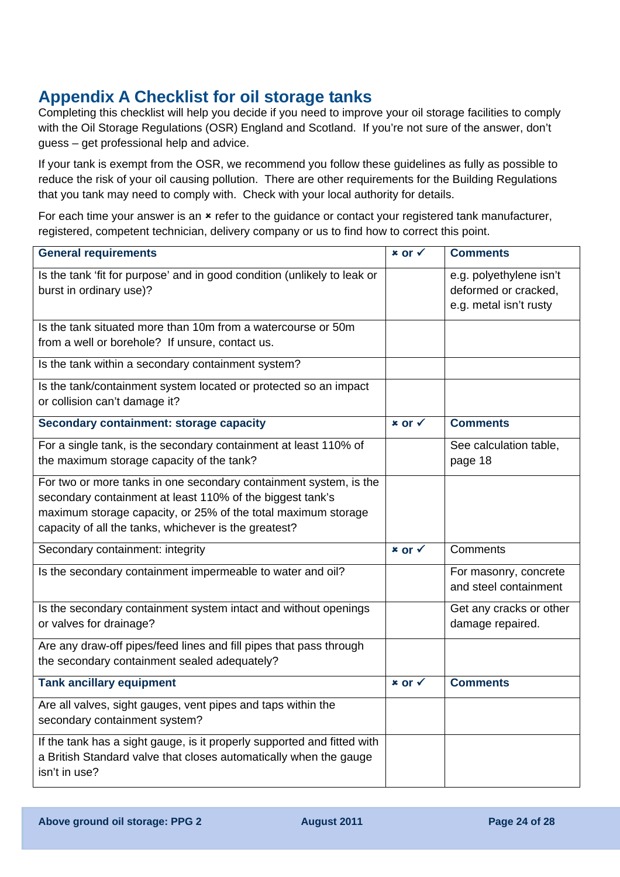# Appendix A Checklist for oil storage tanks

Completing this checklist will help you decide if you need to improve your oil storage facilities to comply with the Oil Storage Regulations (OSR) England and Scotland. If you're not sure of the answer, don't guess – get professional help and advice.

If your tank is exempt from the OSR, we recommend you follow these guidelines as fully as possible to reduce the risk of your oil causing pollution. There are other requirements for the Building Regulations that you tank may need to comply with. Check with your local authority for details.

For each time your answer is an ✘ refer to the guidance or contact your registered tank manufacturer, registered, competent technician, delivery company or us to find how to correct this point.

| **General requirements** | **✘ or ✓** | **Comments** |
|---|---|---|
| Is the tank 'fit for purpose' and in good condition (unlikely to leak or burst in ordinary use)? | | e.g. polyethylene isn't deformed or cracked, e.g. metal isn't rusty |
| Is the tank situated more than 10m from a watercourse or 50m from a well or borehole? If unsure, contact us. | | |
| Is the tank within a secondary containment system? | | |
| Is the tank/containment system located or protected so an impact or collision can't damage it? | | |
| **Secondary containment: storage capacity** | **✘ or ✓** | **Comments** |
| For a single tank, is the secondary containment at least 110% of the maximum storage capacity of the tank? | | See calculation table, page 18 |
| For two or more tanks in one secondary containment system, is the secondary containment at least 110% of the biggest tank's maximum storage capacity, or 25% of the total maximum storage capacity of all the tanks, whichever is the greatest? | | |
| Secondary containment: integrity | **✘ or ✓** | Comments |
| Is the secondary containment impermeable to water and oil? | | For masonry, concrete and steel containment |
| Is the secondary containment system intact and without openings or valves for drainage? | | Get any cracks or other damage repaired. |
| Are any draw-off pipes/feed lines and fill pipes that pass through the secondary containment sealed adequately? | | |
| **Tank ancillary equipment** | **✘ or ✓** | **Comments** |
| Are all valves, sight gauges, vent pipes and taps within the secondary containment system? | | |
| If the tank has a sight gauge, is it properly supported and fitted with a British Standard valve that closes automatically when the gauge isn't in use? | | |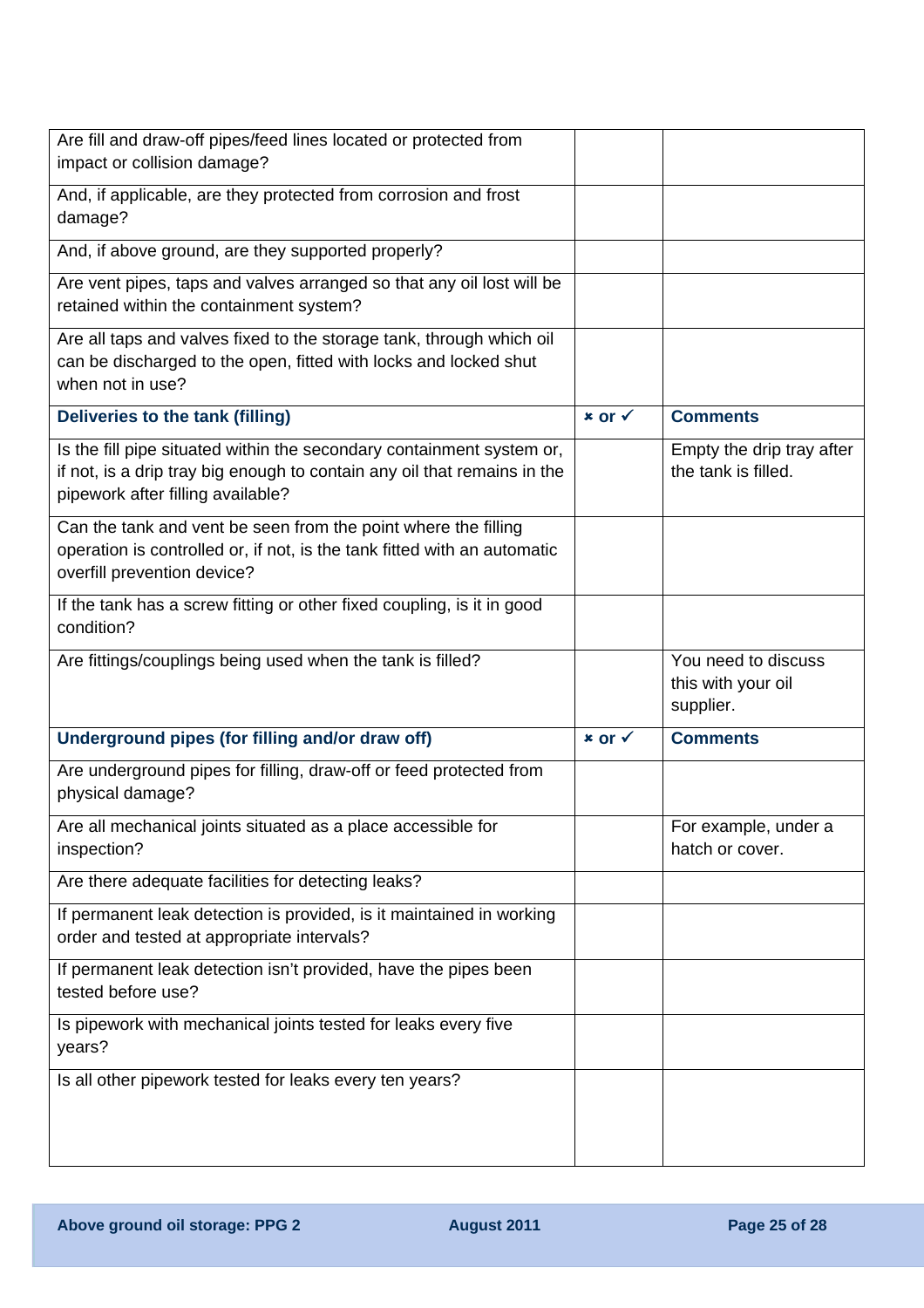| | | |
|---|---|---|
| Are fill and draw-off pipes/feed lines located or protected from impact or collision damage? | | |
| And, if applicable, are they protected from corrosion and frost damage? | | |
| And, if above ground, are they supported properly? | | |
| Are vent pipes, taps and valves arranged so that any oil lost will be retained within the containment system? | | |
| Are all taps and valves fixed to the storage tank, through which oil can be discharged to the open, fitted with locks and locked shut when not in use? | | |
| **Deliveries to the tank (filling)** | **✗ or ✓** | **Comments** |
| Is the fill pipe situated within the secondary containment system or, if not, is a drip tray big enough to contain any oil that remains in the pipework after filling available? | | Empty the drip tray after the tank is filled. |
| Can the tank and vent be seen from the point where the filling operation is controlled or, if not, is the tank fitted with an automatic overfill prevention device? | | |
| If the tank has a screw fitting or other fixed coupling, is it in good condition? | | |
| Are fittings/couplings being used when the tank is filled? | | You need to discuss this with your oil supplier. |
| **Underground pipes (for filling and/or draw off)** | **✗ or ✓** | **Comments** |
| Are underground pipes for filling, draw-off or feed protected from physical damage? | | |
| Are all mechanical joints situated as a place accessible for inspection? | | For example, under a hatch or cover. |
| Are there adequate facilities for detecting leaks? | | |
| If permanent leak detection is provided, is it maintained in working order and tested at appropriate intervals? | | |
| If permanent leak detection isn't provided, have the pipes been tested before use? | | |
| Is pipework with mechanical joints tested for leaks every five years? | | |
| Is all other pipework tested for leaks every ten years? | | |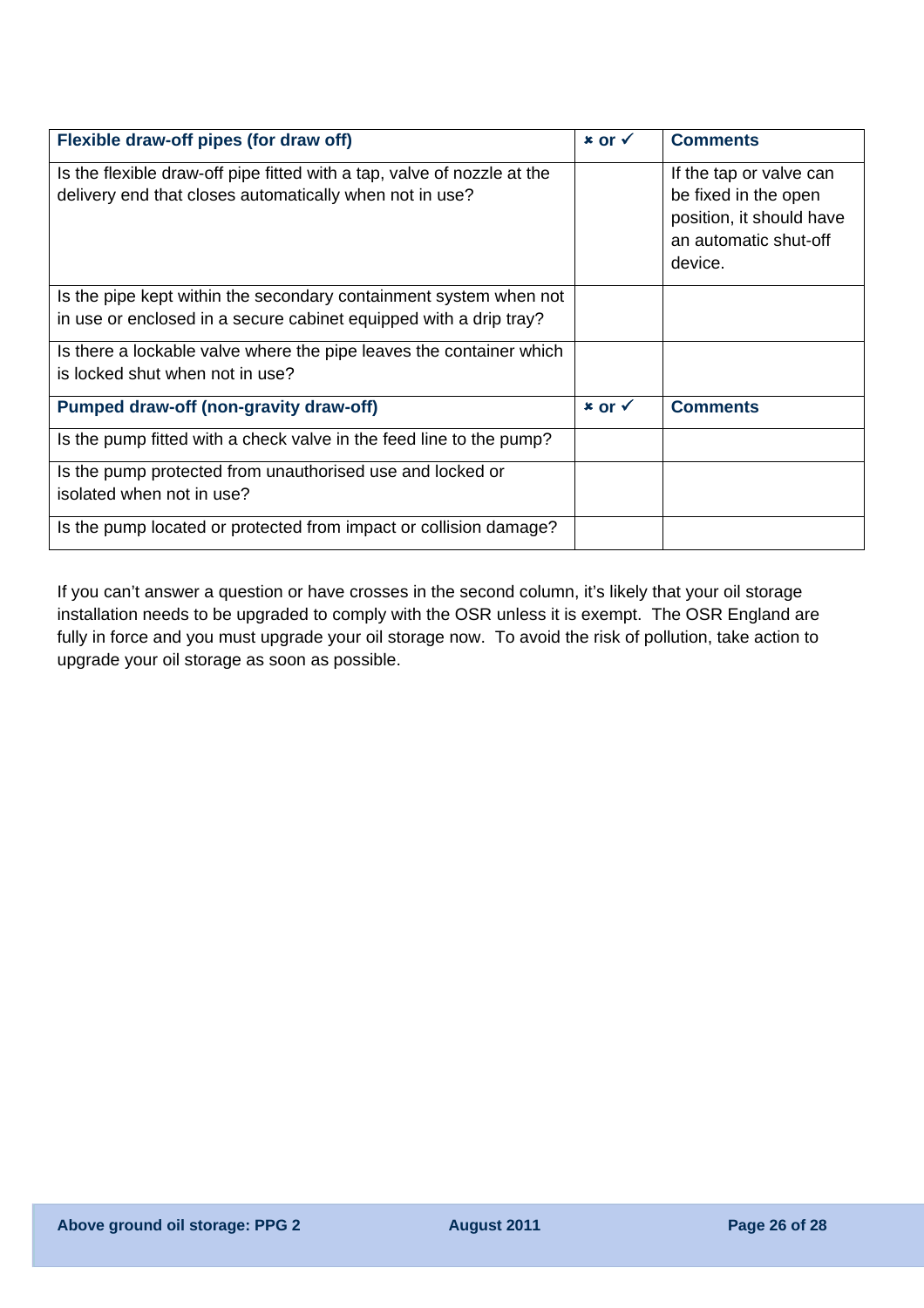| Flexible draw-off pipes (for draw off) | ✗ or ✓ | Comments |
|---|---|---|
| Is the flexible draw-off pipe fitted with a tap, valve of nozzle at the delivery end that closes automatically when not in use? | | If the tap or valve can be fixed in the open position, it should have an automatic shut-off device. |
| Is the pipe kept within the secondary containment system when not in use or enclosed in a secure cabinet equipped with a drip tray? | | |
| Is there a lockable valve where the pipe leaves the container which is locked shut when not in use? | | |
| **Pumped draw-off (non-gravity draw-off)** | **✗ or ✓** | **Comments** |
| Is the pump fitted with a check valve in the feed line to the pump? | | |
| Is the pump protected from unauthorised use and locked or isolated when not in use? | | |
| Is the pump located or protected from impact or collision damage? | | |

If you can't answer a question or have crosses in the second column, it's likely that your oil storage installation needs to be upgraded to comply with the OSR unless it is exempt. The OSR England are fully in force and you must upgrade your oil storage now. To avoid the risk of pollution, take action to upgrade your oil storage as soon as possible.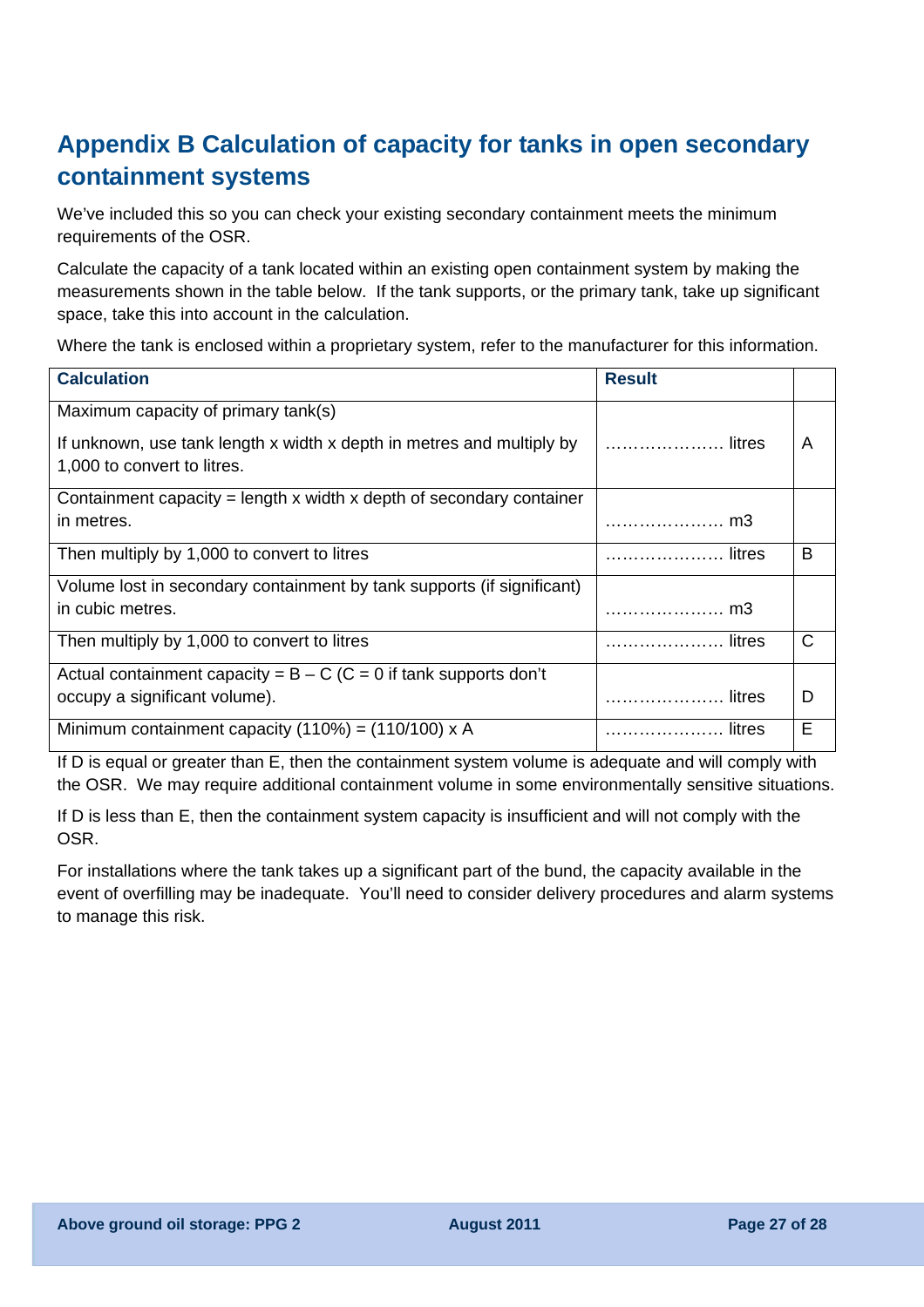# Appendix B Calculation of capacity for tanks in open secondary containment systems

We've included this so you can check your existing secondary containment meets the minimum requirements of the OSR.

Calculate the capacity of a tank located within an existing open containment system by making the measurements shown in the table below. If the tank supports, or the primary tank, take up significant space, take this into account in the calculation.

Where the tank is enclosed within a proprietary system, refer to the manufacturer for this information.

| Calculation | Result | |
|---|---|---|
| Maximum capacity of primary tank(s)<br>If unknown, use tank length x width x depth in metres and multiply by 1,000 to convert to litres. | ………………… litres | A |
| Containment capacity = length x width x depth of secondary container in metres. | ………………… m3 | |
| Then multiply by 1,000 to convert to litres | ………………… litres | B |
| Volume lost in secondary containment by tank supports (if significant) in cubic metres. | ………………… m3 | |
| Then multiply by 1,000 to convert to litres | ………………… litres | C |
| Actual containment capacity = B – C (C = 0 if tank supports don't occupy a significant volume). | ………………… litres | D |
| Minimum containment capacity (110%) = (110/100) x A | ………………… litres | E |

If D is equal or greater than E, then the containment system volume is adequate and will comply with the OSR. We may require additional containment volume in some environmentally sensitive situations.

If D is less than E, then the containment system capacity is insufficient and will not comply with the OSR.

For installations where the tank takes up a significant part of the bund, the capacity available in the event of overfilling may be inadequate. You'll need to consider delivery procedures and alarm systems to manage this risk.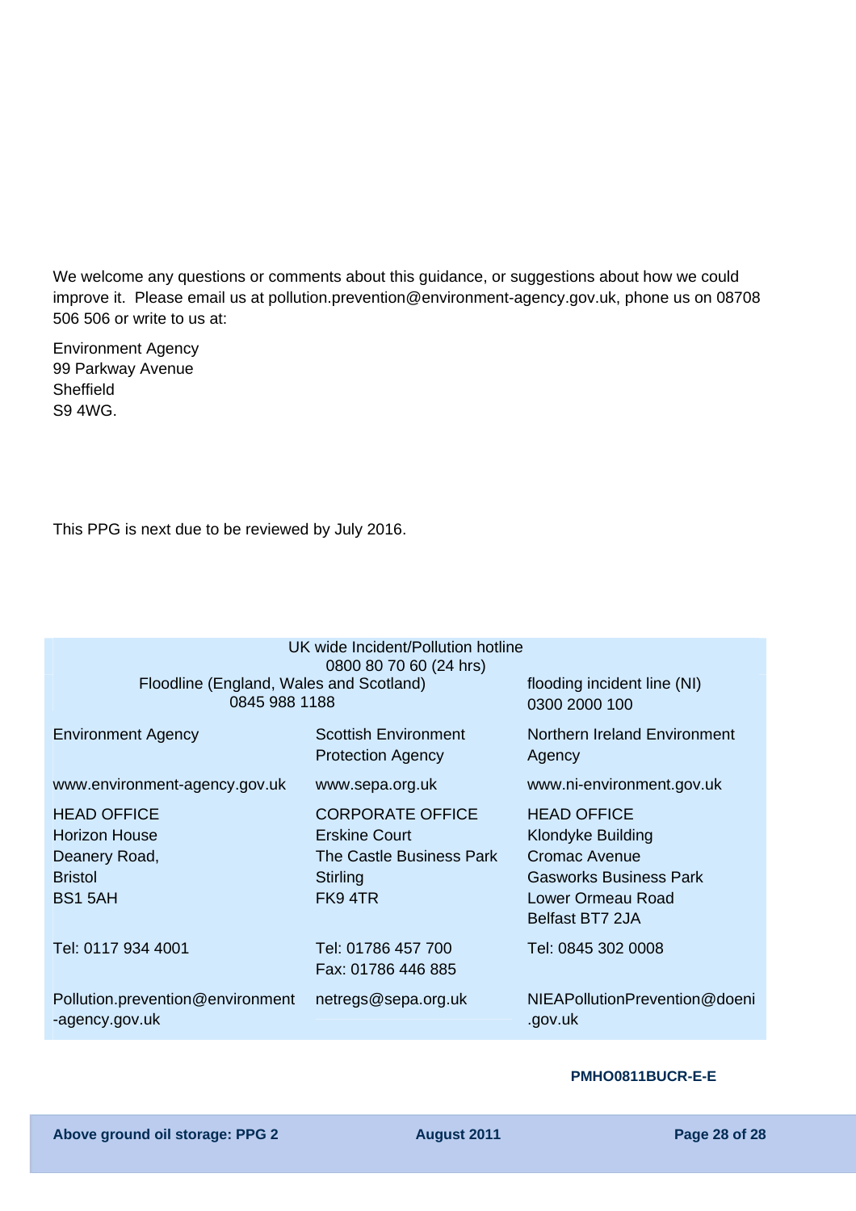We welcome any questions or comments about this guidance, or suggestions about how we could improve it. Please email us at pollution.prevention@environment-agency.gov.uk, phone us on 08708 506 506 or write to us at:

Environment Agency
99 Parkway Avenue
Sheffield
S9 4WG.

This PPG is next due to be reviewed by July 2016.

UK wide Incident/Pollution hotline
0800 80 70 60 (24 hrs)

| Floodline (England, Wales and Scotland) 0845 988 1188 | | flooding incident line (NI) 0300 2000 100 |
|---|---|---|
| Environment Agency | Scottish Environment Protection Agency | Northern Ireland Environment Agency |
| www.environment-agency.gov.uk | www.sepa.org.uk | www.ni-environment.gov.uk |
| HEAD OFFICE<br>Horizon House<br>Deanery Road,<br>Bristol<br>BS1 5AH | CORPORATE OFFICE<br>Erskine Court<br>The Castle Business Park<br>Stirling<br>FK9 4TR | HEAD OFFICE<br>Klondyke Building<br>Cromac Avenue<br>Gasworks Business Park<br>Lower Ormeau Road<br>Belfast BT7 2JA |
| Tel: 0117 934 4001 | Tel: 01786 457 700<br>Fax: 01786 446 885 | Tel: 0845 302 0008 |
| Pollution.prevention@environment-agency.gov.uk | netregs@sepa.org.uk | NIEAPollutionPrevention@doeni.gov.uk |

**PMHO0811BUCR-E-E**